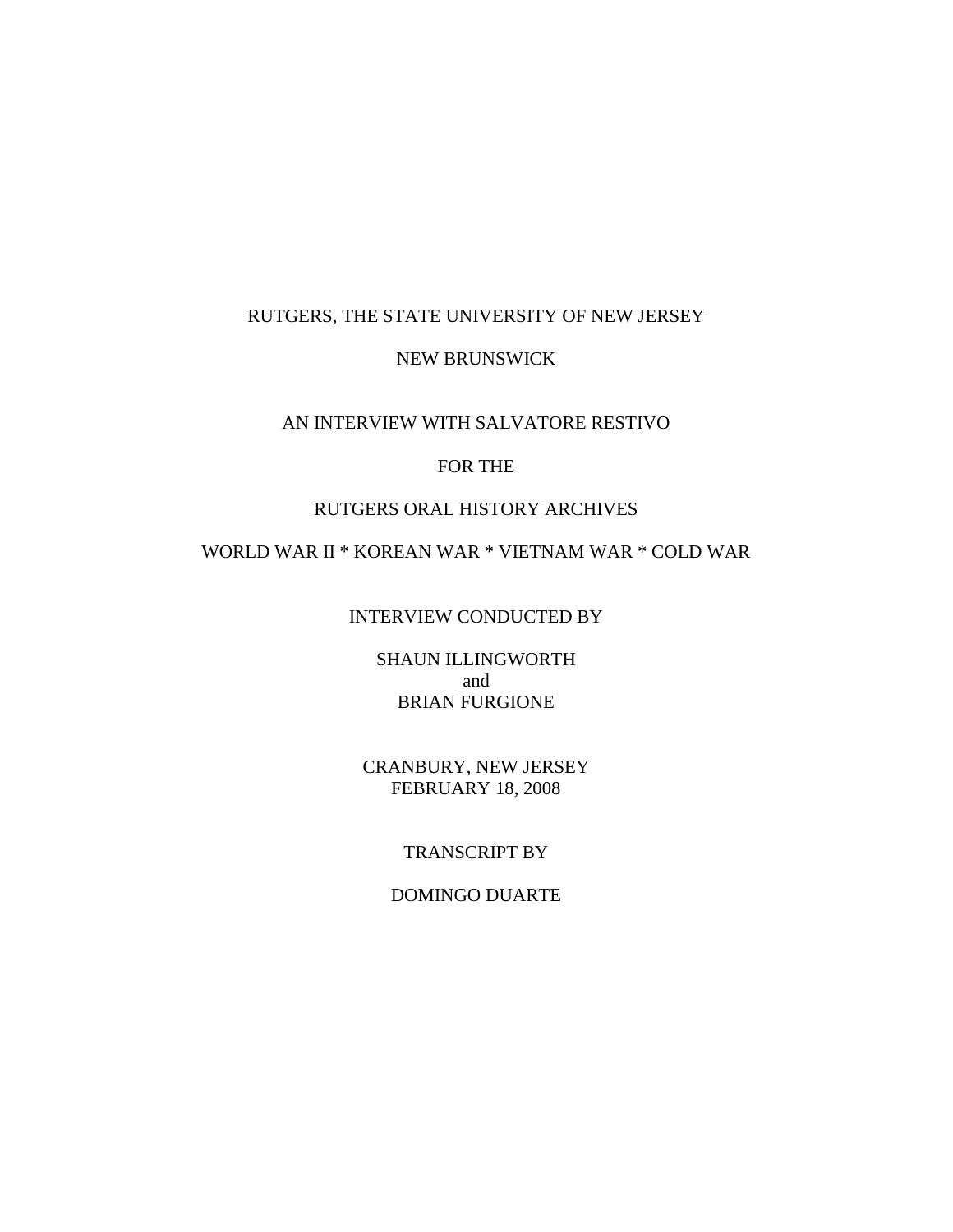RUTGERS, THE STATE UNIVERSITY OF NEW JERSEY

NEW BRUNSWICK

AN INTERVIEW WITH SALVATORE RESTIVO

FOR THE

RUTGERS ORAL HISTORY ARCHIVES

WORLD WAR II * KOREAN WAR * VIETNAM WAR * COLD WAR

INTERVIEW CONDUCTED BY

SHAUN ILLINGWORTH
and
BRIAN FURGIONE

CRANBURY, NEW JERSEY
FEBRUARY 18, 2008

TRANSCRIPT BY

DOMINGO DUARTE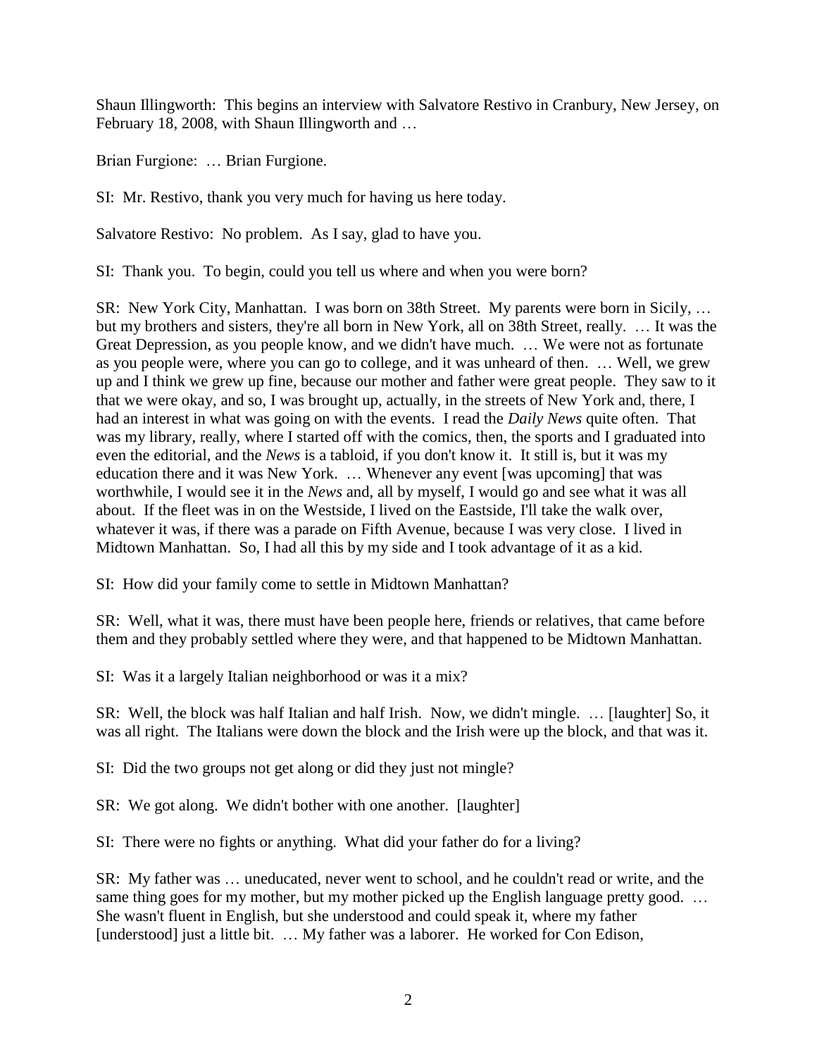Shaun Illingworth: This begins an interview with Salvatore Restivo in Cranbury, New Jersey, on February 18, 2008, with Shaun Illingworth and …

Brian Furgione: … Brian Furgione.

SI: Mr. Restivo, thank you very much for having us here today.

Salvatore Restivo: No problem. As I say, glad to have you.

SI: Thank you. To begin, could you tell us where and when you were born?

SR: New York City, Manhattan. I was born on 38th Street. My parents were born in Sicily, … but my brothers and sisters, they're all born in New York, all on 38th Street, really. … It was the Great Depression, as you people know, and we didn't have much. … We were not as fortunate as you people were, where you can go to college, and it was unheard of then. … Well, we grew up and I think we grew up fine, because our mother and father were great people. They saw to it that we were okay, and so, I was brought up, actually, in the streets of New York and, there, I had an interest in what was going on with the events. I read the *Daily News* quite often. That was my library, really, where I started off with the comics, then, the sports and I graduated into even the editorial, and the *News* is a tabloid, if you don't know it. It still is, but it was my education there and it was New York. … Whenever any event [was upcoming] that was worthwhile, I would see it in the *News* and, all by myself, I would go and see what it was all about. If the fleet was in on the Westside, I lived on the Eastside, I'll take the walk over, whatever it was, if there was a parade on Fifth Avenue, because I was very close. I lived in Midtown Manhattan. So, I had all this by my side and I took advantage of it as a kid.

SI: How did your family come to settle in Midtown Manhattan?

SR: Well, what it was, there must have been people here, friends or relatives, that came before them and they probably settled where they were, and that happened to be Midtown Manhattan.

SI: Was it a largely Italian neighborhood or was it a mix?

SR: Well, the block was half Italian and half Irish. Now, we didn't mingle. … [laughter] So, it was all right. The Italians were down the block and the Irish were up the block, and that was it.

SI: Did the two groups not get along or did they just not mingle?

SR: We got along. We didn't bother with one another. [laughter]

SI: There were no fights or anything. What did your father do for a living?

SR: My father was … uneducated, never went to school, and he couldn't read or write, and the same thing goes for my mother, but my mother picked up the English language pretty good. … She wasn't fluent in English, but she understood and could speak it, where my father [understood] just a little bit. … My father was a laborer. He worked for Con Edison,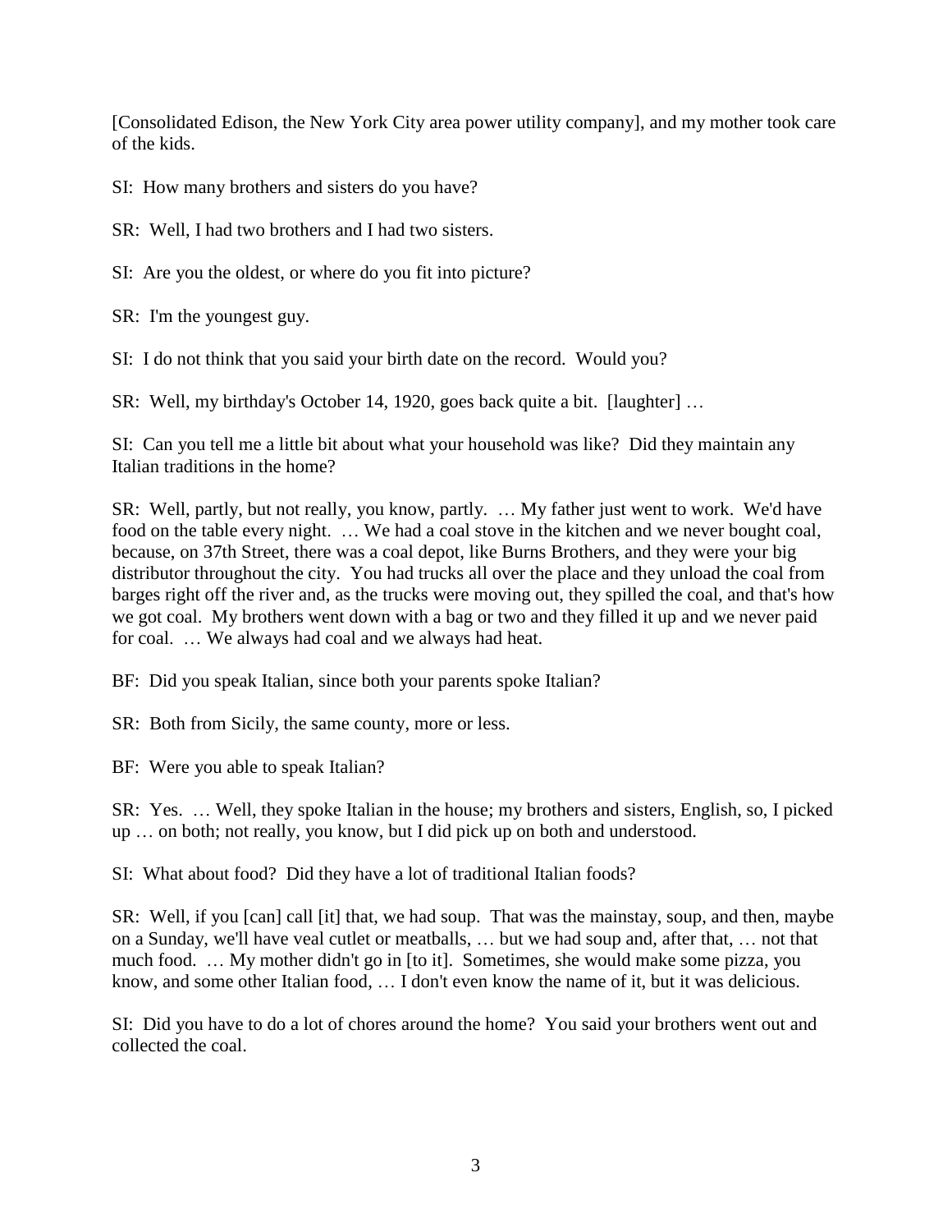[Consolidated Edison, the New York City area power utility company], and my mother took care of the kids.

SI: How many brothers and sisters do you have?

SR: Well, I had two brothers and I had two sisters.

SI: Are you the oldest, or where do you fit into picture?

SR: I'm the youngest guy.

SI: I do not think that you said your birth date on the record. Would you?

SR: Well, my birthday's October 14, 1920, goes back quite a bit. [laughter] …

SI: Can you tell me a little bit about what your household was like? Did they maintain any Italian traditions in the home?

SR: Well, partly, but not really, you know, partly. … My father just went to work. We'd have food on the table every night. … We had a coal stove in the kitchen and we never bought coal, because, on 37th Street, there was a coal depot, like Burns Brothers, and they were your big distributor throughout the city. You had trucks all over the place and they unload the coal from barges right off the river and, as the trucks were moving out, they spilled the coal, and that's how we got coal. My brothers went down with a bag or two and they filled it up and we never paid for coal. … We always had coal and we always had heat.

BF: Did you speak Italian, since both your parents spoke Italian?

SR: Both from Sicily, the same county, more or less.

BF: Were you able to speak Italian?

SR: Yes. … Well, they spoke Italian in the house; my brothers and sisters, English, so, I picked up … on both; not really, you know, but I did pick up on both and understood.

SI: What about food? Did they have a lot of traditional Italian foods?

SR: Well, if you [can] call [it] that, we had soup. That was the mainstay, soup, and then, maybe on a Sunday, we'll have veal cutlet or meatballs, … but we had soup and, after that, … not that much food. … My mother didn't go in [to it]. Sometimes, she would make some pizza, you know, and some other Italian food, … I don't even know the name of it, but it was delicious.

SI: Did you have to do a lot of chores around the home? You said your brothers went out and collected the coal.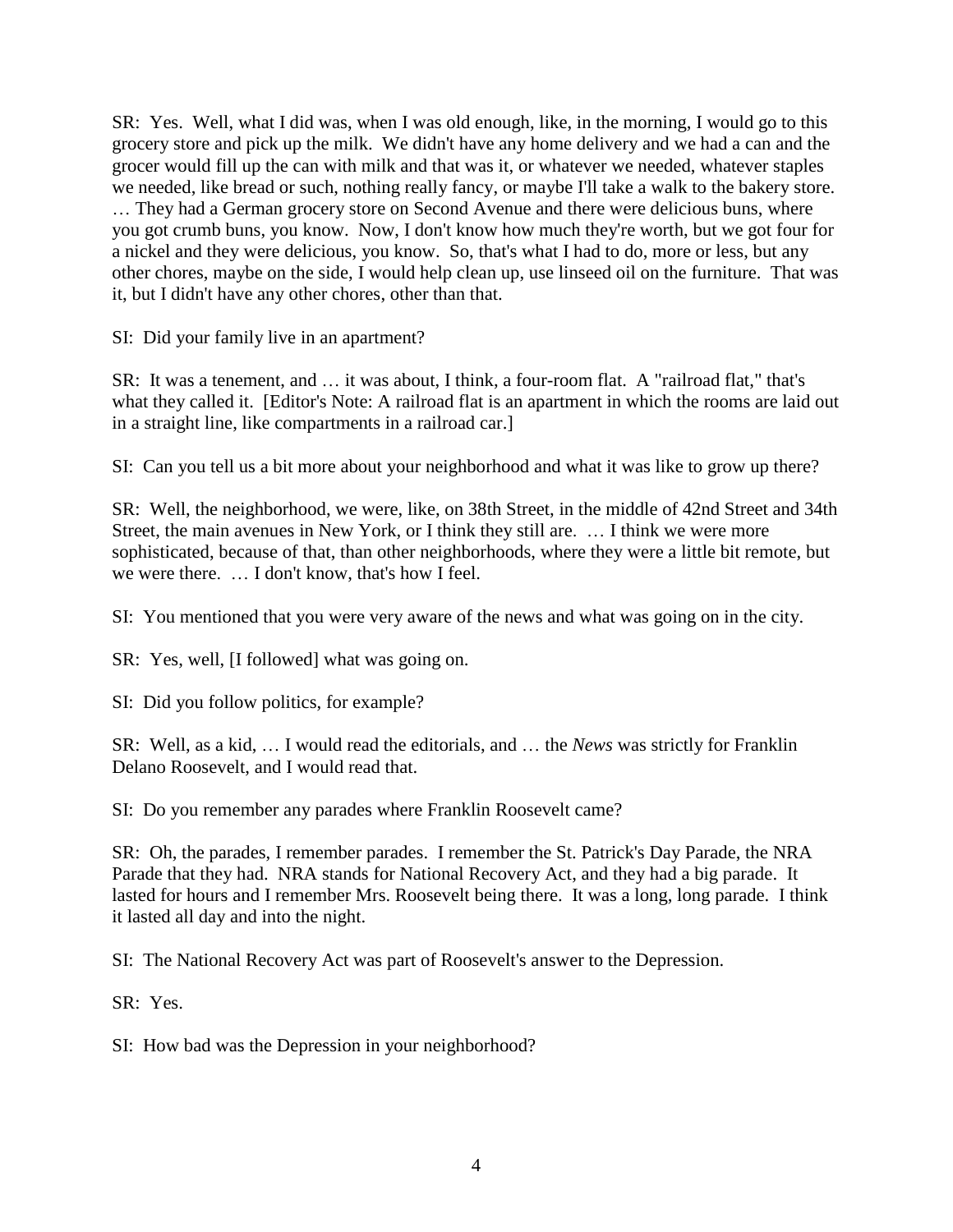SR: Yes. Well, what I did was, when I was old enough, like, in the morning, I would go to this grocery store and pick up the milk. We didn't have any home delivery and we had a can and the grocer would fill up the can with milk and that was it, or whatever we needed, whatever staples we needed, like bread or such, nothing really fancy, or maybe I'll take a walk to the bakery store. … They had a German grocery store on Second Avenue and there were delicious buns, where you got crumb buns, you know. Now, I don't know how much they're worth, but we got four for a nickel and they were delicious, you know. So, that's what I had to do, more or less, but any other chores, maybe on the side, I would help clean up, use linseed oil on the furniture. That was it, but I didn't have any other chores, other than that.

SI: Did your family live in an apartment?

SR: It was a tenement, and … it was about, I think, a four-room flat. A "railroad flat," that's what they called it. [Editor's Note: A railroad flat is an apartment in which the rooms are laid out in a straight line, like compartments in a railroad car.]

SI: Can you tell us a bit more about your neighborhood and what it was like to grow up there?

SR: Well, the neighborhood, we were, like, on 38th Street, in the middle of 42nd Street and 34th Street, the main avenues in New York, or I think they still are. … I think we were more sophisticated, because of that, than other neighborhoods, where they were a little bit remote, but we were there. … I don't know, that's how I feel.

SI: You mentioned that you were very aware of the news and what was going on in the city.

SR: Yes, well, [I followed] what was going on.

SI: Did you follow politics, for example?

SR: Well, as a kid, … I would read the editorials, and … the *News* was strictly for Franklin Delano Roosevelt, and I would read that.

SI: Do you remember any parades where Franklin Roosevelt came?

SR: Oh, the parades, I remember parades. I remember the St. Patrick's Day Parade, the NRA Parade that they had. NRA stands for National Recovery Act, and they had a big parade. It lasted for hours and I remember Mrs. Roosevelt being there. It was a long, long parade. I think it lasted all day and into the night.

SI: The National Recovery Act was part of Roosevelt's answer to the Depression.

SR: Yes.

SI: How bad was the Depression in your neighborhood?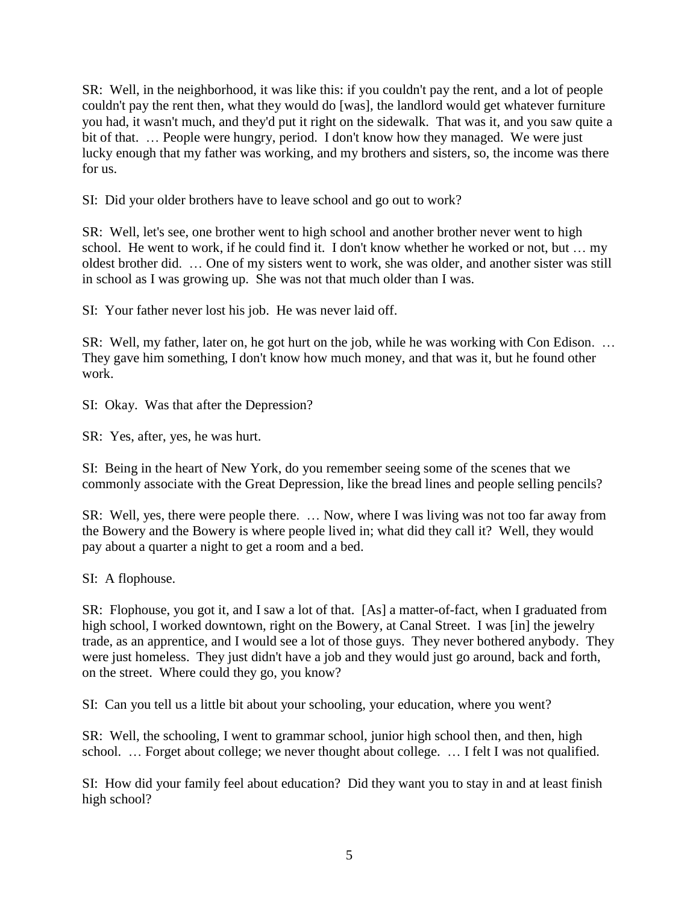SR: Well, in the neighborhood, it was like this: if you couldn't pay the rent, and a lot of people couldn't pay the rent then, what they would do [was], the landlord would get whatever furniture you had, it wasn't much, and they'd put it right on the sidewalk. That was it, and you saw quite a bit of that. … People were hungry, period. I don't know how they managed. We were just lucky enough that my father was working, and my brothers and sisters, so, the income was there for us.

SI: Did your older brothers have to leave school and go out to work?

SR: Well, let's see, one brother went to high school and another brother never went to high school. He went to work, if he could find it. I don't know whether he worked or not, but … my oldest brother did. … One of my sisters went to work, she was older, and another sister was still in school as I was growing up. She was not that much older than I was.

SI: Your father never lost his job. He was never laid off.

SR: Well, my father, later on, he got hurt on the job, while he was working with Con Edison. … They gave him something, I don't know how much money, and that was it, but he found other work.

SI: Okay. Was that after the Depression?

SR: Yes, after, yes, he was hurt.

SI: Being in the heart of New York, do you remember seeing some of the scenes that we commonly associate with the Great Depression, like the bread lines and people selling pencils?

SR: Well, yes, there were people there. … Now, where I was living was not too far away from the Bowery and the Bowery is where people lived in; what did they call it? Well, they would pay about a quarter a night to get a room and a bed.

SI: A flophouse.

SR: Flophouse, you got it, and I saw a lot of that. [As] a matter-of-fact, when I graduated from high school, I worked downtown, right on the Bowery, at Canal Street. I was [in] the jewelry trade, as an apprentice, and I would see a lot of those guys. They never bothered anybody. They were just homeless. They just didn't have a job and they would just go around, back and forth, on the street. Where could they go, you know?

SI: Can you tell us a little bit about your schooling, your education, where you went?

SR: Well, the schooling, I went to grammar school, junior high school then, and then, high school. … Forget about college; we never thought about college. … I felt I was not qualified.

SI: How did your family feel about education? Did they want you to stay in and at least finish high school?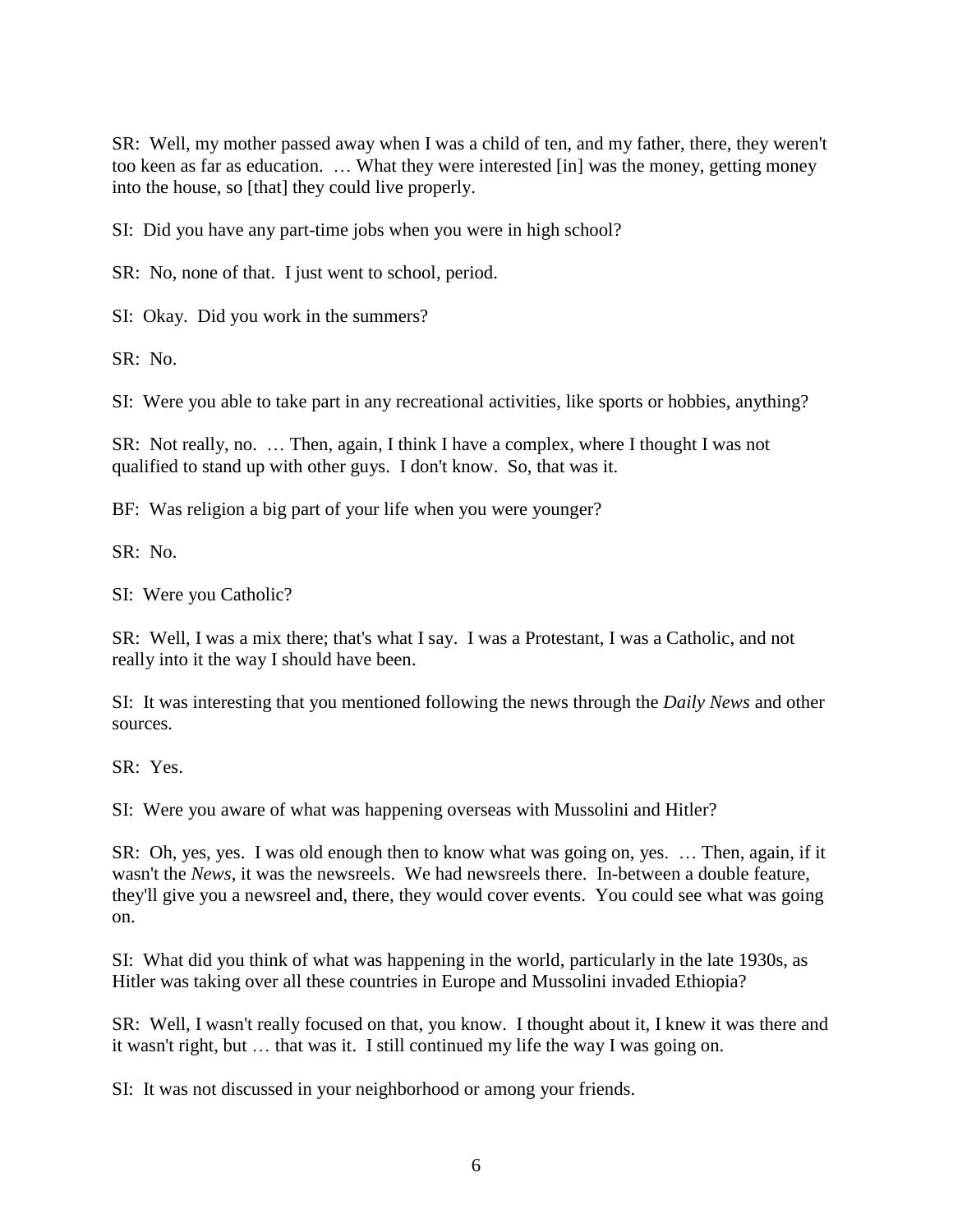SR: Well, my mother passed away when I was a child of ten, and my father, there, they weren't too keen as far as education. … What they were interested [in] was the money, getting money into the house, so [that] they could live properly.

SI: Did you have any part-time jobs when you were in high school?

SR: No, none of that. I just went to school, period.

SI: Okay. Did you work in the summers?

SR: No.

SI: Were you able to take part in any recreational activities, like sports or hobbies, anything?

SR: Not really, no. … Then, again, I think I have a complex, where I thought I was not qualified to stand up with other guys. I don't know. So, that was it.

BF: Was religion a big part of your life when you were younger?

SR: No.

SI: Were you Catholic?

SR: Well, I was a mix there; that's what I say. I was a Protestant, I was a Catholic, and not really into it the way I should have been.

SI: It was interesting that you mentioned following the news through the *Daily News* and other sources.

SR: Yes.

SI: Were you aware of what was happening overseas with Mussolini and Hitler?

SR: Oh, yes, yes. I was old enough then to know what was going on, yes. … Then, again, if it wasn't the *News*, it was the newsreels. We had newsreels there. In-between a double feature, they'll give you a newsreel and, there, they would cover events. You could see what was going on.

SI: What did you think of what was happening in the world, particularly in the late 1930s, as Hitler was taking over all these countries in Europe and Mussolini invaded Ethiopia?

SR: Well, I wasn't really focused on that, you know. I thought about it, I knew it was there and it wasn't right, but … that was it. I still continued my life the way I was going on.

SI: It was not discussed in your neighborhood or among your friends.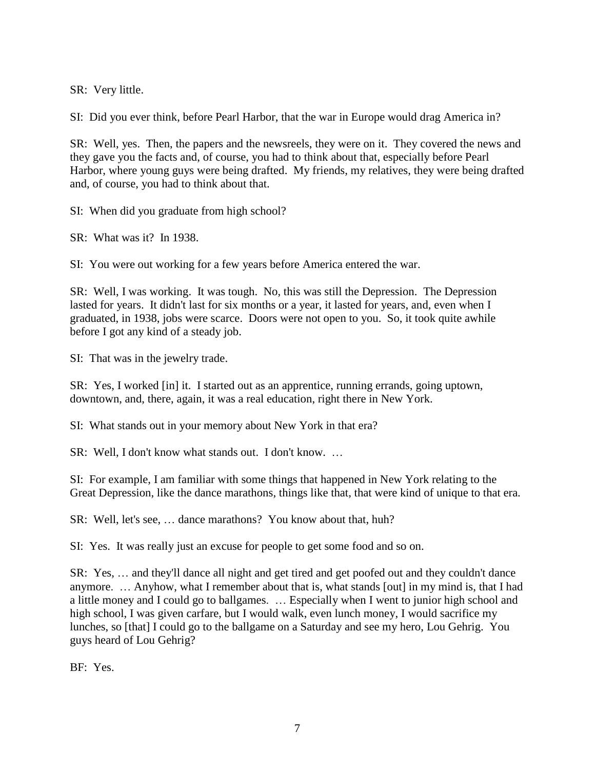SR: Very little.

SI: Did you ever think, before Pearl Harbor, that the war in Europe would drag America in?

SR: Well, yes. Then, the papers and the newsreels, they were on it. They covered the news and they gave you the facts and, of course, you had to think about that, especially before Pearl Harbor, where young guys were being drafted. My friends, my relatives, they were being drafted and, of course, you had to think about that.

SI: When did you graduate from high school?

SR: What was it? In 1938.

SI: You were out working for a few years before America entered the war.

SR: Well, I was working. It was tough. No, this was still the Depression. The Depression lasted for years. It didn't last for six months or a year, it lasted for years, and, even when I graduated, in 1938, jobs were scarce. Doors were not open to you. So, it took quite awhile before I got any kind of a steady job.

SI: That was in the jewelry trade.

SR: Yes, I worked [in] it. I started out as an apprentice, running errands, going uptown, downtown, and, there, again, it was a real education, right there in New York.

SI: What stands out in your memory about New York in that era?

SR: Well, I don't know what stands out. I don't know. …

SI: For example, I am familiar with some things that happened in New York relating to the Great Depression, like the dance marathons, things like that, that were kind of unique to that era.

SR: Well, let's see, … dance marathons? You know about that, huh?

SI: Yes. It was really just an excuse for people to get some food and so on.

SR: Yes, … and they'll dance all night and get tired and get poofed out and they couldn't dance anymore. … Anyhow, what I remember about that is, what stands [out] in my mind is, that I had a little money and I could go to ballgames. … Especially when I went to junior high school and high school, I was given carfare, but I would walk, even lunch money, I would sacrifice my lunches, so [that] I could go to the ballgame on a Saturday and see my hero, Lou Gehrig. You guys heard of Lou Gehrig?

BF: Yes.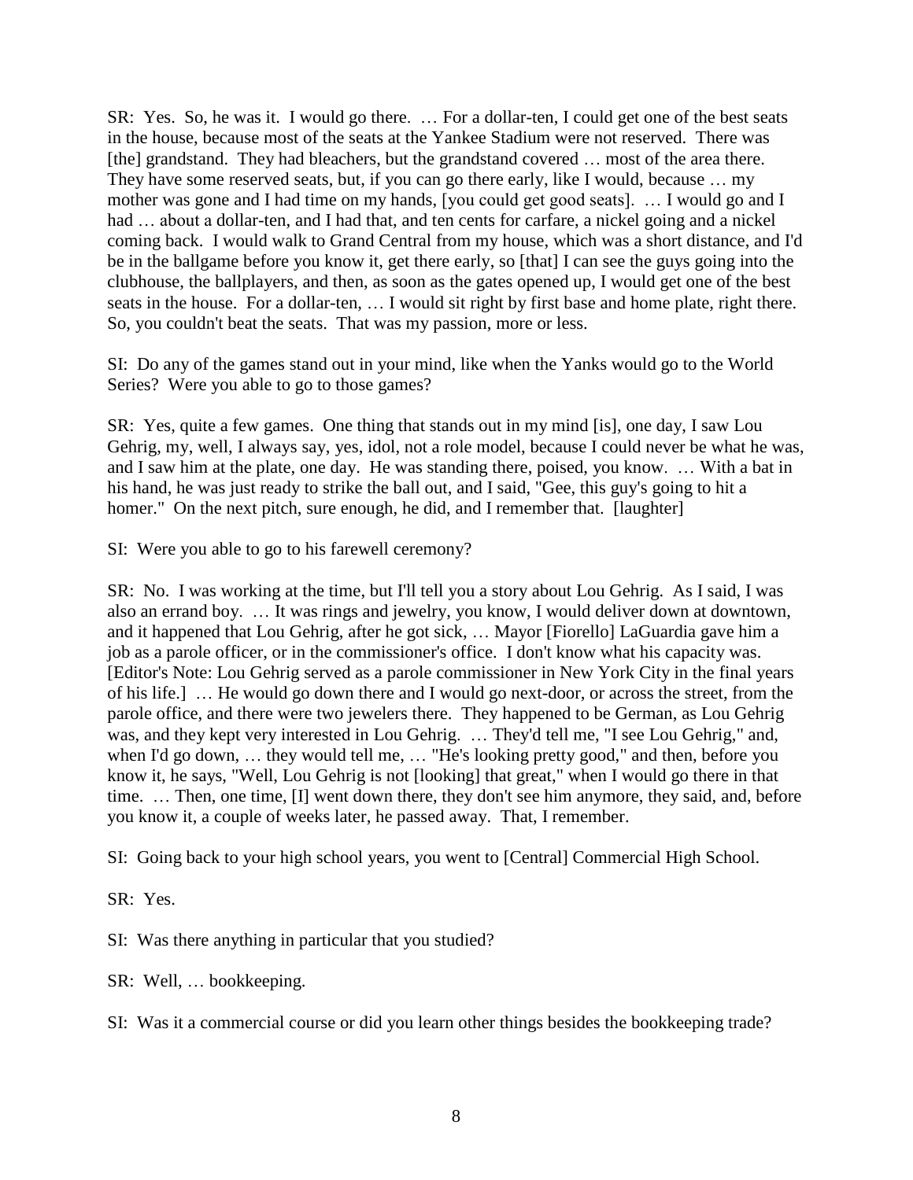SR: Yes. So, he was it. I would go there. … For a dollar-ten, I could get one of the best seats in the house, because most of the seats at the Yankee Stadium were not reserved. There was [the] grandstand. They had bleachers, but the grandstand covered … most of the area there. They have some reserved seats, but, if you can go there early, like I would, because … my mother was gone and I had time on my hands, [you could get good seats]. … I would go and I had … about a dollar-ten, and I had that, and ten cents for carfare, a nickel going and a nickel coming back. I would walk to Grand Central from my house, which was a short distance, and I'd be in the ballgame before you know it, get there early, so [that] I can see the guys going into the clubhouse, the ballplayers, and then, as soon as the gates opened up, I would get one of the best seats in the house. For a dollar-ten, … I would sit right by first base and home plate, right there. So, you couldn't beat the seats. That was my passion, more or less.

SI: Do any of the games stand out in your mind, like when the Yanks would go to the World Series? Were you able to go to those games?

SR: Yes, quite a few games. One thing that stands out in my mind [is], one day, I saw Lou Gehrig, my, well, I always say, yes, idol, not a role model, because I could never be what he was, and I saw him at the plate, one day. He was standing there, poised, you know. … With a bat in his hand, he was just ready to strike the ball out, and I said, "Gee, this guy's going to hit a homer." On the next pitch, sure enough, he did, and I remember that. [laughter]

SI: Were you able to go to his farewell ceremony?

SR: No. I was working at the time, but I'll tell you a story about Lou Gehrig. As I said, I was also an errand boy. … It was rings and jewelry, you know, I would deliver down at downtown, and it happened that Lou Gehrig, after he got sick, … Mayor [Fiorello] LaGuardia gave him a job as a parole officer, or in the commissioner's office. I don't know what his capacity was. [Editor's Note: Lou Gehrig served as a parole commissioner in New York City in the final years of his life.] … He would go down there and I would go next-door, or across the street, from the parole office, and there were two jewelers there. They happened to be German, as Lou Gehrig was, and they kept very interested in Lou Gehrig. … They'd tell me, "I see Lou Gehrig," and, when I'd go down, … they would tell me, … "He's looking pretty good," and then, before you know it, he says, "Well, Lou Gehrig is not [looking] that great," when I would go there in that time. … Then, one time, [I] went down there, they don't see him anymore, they said, and, before you know it, a couple of weeks later, he passed away. That, I remember.

SI: Going back to your high school years, you went to [Central] Commercial High School.

SR: Yes.

SI: Was there anything in particular that you studied?

SR: Well, … bookkeeping.

SI: Was it a commercial course or did you learn other things besides the bookkeeping trade?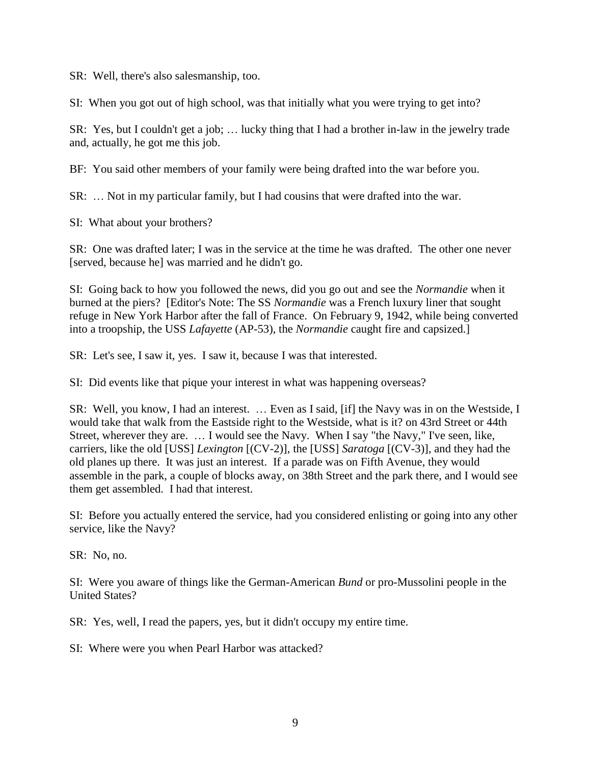SR: Well, there's also salesmanship, too.

SI: When you got out of high school, was that initially what you were trying to get into?

SR: Yes, but I couldn't get a job; … lucky thing that I had a brother in-law in the jewelry trade and, actually, he got me this job.

BF: You said other members of your family were being drafted into the war before you.

SR: … Not in my particular family, but I had cousins that were drafted into the war.

SI: What about your brothers?

SR: One was drafted later; I was in the service at the time he was drafted. The other one never [served, because he] was married and he didn't go.

SI: Going back to how you followed the news, did you go out and see the *Normandie* when it burned at the piers? [Editor's Note: The SS *Normandie* was a French luxury liner that sought refuge in New York Harbor after the fall of France. On February 9, 1942, while being converted into a troopship, the USS *Lafayette* (AP-53), the *Normandie* caught fire and capsized.]

SR: Let's see, I saw it, yes. I saw it, because I was that interested.

SI: Did events like that pique your interest in what was happening overseas?

SR: Well, you know, I had an interest. … Even as I said, [if] the Navy was in on the Westside, I would take that walk from the Eastside right to the Westside, what is it? on 43rd Street or 44th Street, wherever they are. … I would see the Navy. When I say "the Navy," I've seen, like, carriers, like the old [USS] *Lexington* [(CV-2)], the [USS] *Saratoga* [(CV-3)], and they had the old planes up there. It was just an interest. If a parade was on Fifth Avenue, they would assemble in the park, a couple of blocks away, on 38th Street and the park there, and I would see them get assembled. I had that interest.

SI: Before you actually entered the service, had you considered enlisting or going into any other service, like the Navy?

SR: No, no.

SI: Were you aware of things like the German-American *Bund* or pro-Mussolini people in the United States?

SR: Yes, well, I read the papers, yes, but it didn't occupy my entire time.

SI: Where were you when Pearl Harbor was attacked?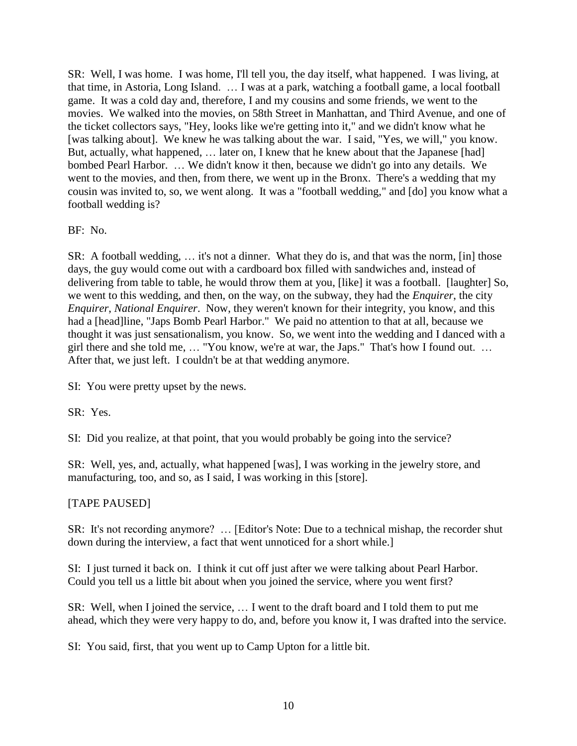SR: Well, I was home. I was home, I'll tell you, the day itself, what happened. I was living, at that time, in Astoria, Long Island. … I was at a park, watching a football game, a local football game. It was a cold day and, therefore, I and my cousins and some friends, we went to the movies. We walked into the movies, on 58th Street in Manhattan, and Third Avenue, and one of the ticket collectors says, "Hey, looks like we're getting into it," and we didn't know what he [was talking about]. We knew he was talking about the war. I said, "Yes, we will," you know. But, actually, what happened, … later on, I knew that he knew about that the Japanese [had] bombed Pearl Harbor. … We didn't know it then, because we didn't go into any details. We went to the movies, and then, from there, we went up in the Bronx. There's a wedding that my cousin was invited to, so, we went along. It was a "football wedding," and [do] you know what a football wedding is?

BF: No.

SR: A football wedding, … it's not a dinner. What they do is, and that was the norm, [in] those days, the guy would come out with a cardboard box filled with sandwiches and, instead of delivering from table to table, he would throw them at you, [like] it was a football. [laughter] So, we went to this wedding, and then, on the way, on the subway, they had the *Enquirer*, the city *Enquirer*, *National Enquirer*. Now, they weren't known for their integrity, you know, and this had a [head]line, "Japs Bomb Pearl Harbor." We paid no attention to that at all, because we thought it was just sensationalism, you know. So, we went into the wedding and I danced with a girl there and she told me, … "You know, we're at war, the Japs." That's how I found out. … After that, we just left. I couldn't be at that wedding anymore.

SI: You were pretty upset by the news.

SR: Yes.

SI: Did you realize, at that point, that you would probably be going into the service?

SR: Well, yes, and, actually, what happened [was], I was working in the jewelry store, and manufacturing, too, and so, as I said, I was working in this [store].

[TAPE PAUSED]

SR: It's not recording anymore? … [Editor's Note: Due to a technical mishap, the recorder shut down during the interview, a fact that went unnoticed for a short while.]

SI: I just turned it back on. I think it cut off just after we were talking about Pearl Harbor. Could you tell us a little bit about when you joined the service, where you went first?

SR: Well, when I joined the service, … I went to the draft board and I told them to put me ahead, which they were very happy to do, and, before you know it, I was drafted into the service.

SI: You said, first, that you went up to Camp Upton for a little bit.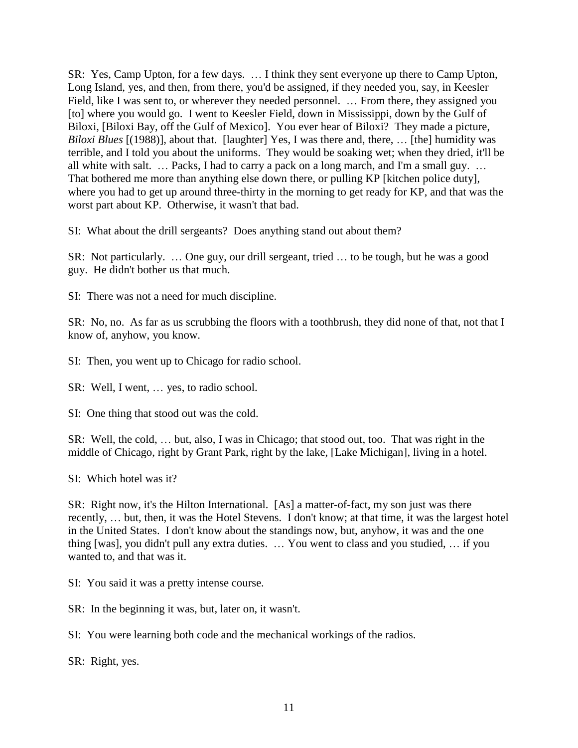SR: Yes, Camp Upton, for a few days. … I think they sent everyone up there to Camp Upton, Long Island, yes, and then, from there, you'd be assigned, if they needed you, say, in Keesler Field, like I was sent to, or wherever they needed personnel. … From there, they assigned you [to] where you would go. I went to Keesler Field, down in Mississippi, down by the Gulf of Biloxi, [Biloxi Bay, off the Gulf of Mexico]. You ever hear of Biloxi? They made a picture, *Biloxi Blues* [(1988)], about that. [laughter] Yes, I was there and, there, … [the] humidity was terrible, and I told you about the uniforms. They would be soaking wet; when they dried, it'll be all white with salt. … Packs, I had to carry a pack on a long march, and I'm a small guy. … That bothered me more than anything else down there, or pulling KP [kitchen police duty], where you had to get up around three-thirty in the morning to get ready for KP, and that was the worst part about KP. Otherwise, it wasn't that bad.

SI: What about the drill sergeants? Does anything stand out about them?

SR: Not particularly. … One guy, our drill sergeant, tried … to be tough, but he was a good guy. He didn't bother us that much.

SI: There was not a need for much discipline.

SR: No, no. As far as us scrubbing the floors with a toothbrush, they did none of that, not that I know of, anyhow, you know.

SI: Then, you went up to Chicago for radio school.

SR: Well, I went, … yes, to radio school.

SI: One thing that stood out was the cold.

SR: Well, the cold, … but, also, I was in Chicago; that stood out, too. That was right in the middle of Chicago, right by Grant Park, right by the lake, [Lake Michigan], living in a hotel.

SI: Which hotel was it?

SR: Right now, it's the Hilton International. [As] a matter-of-fact, my son just was there recently, … but, then, it was the Hotel Stevens. I don't know; at that time, it was the largest hotel in the United States. I don't know about the standings now, but, anyhow, it was and the one thing [was], you didn't pull any extra duties. … You went to class and you studied, … if you wanted to, and that was it.

SI: You said it was a pretty intense course.

SR: In the beginning it was, but, later on, it wasn't.

SI: You were learning both code and the mechanical workings of the radios.

SR: Right, yes.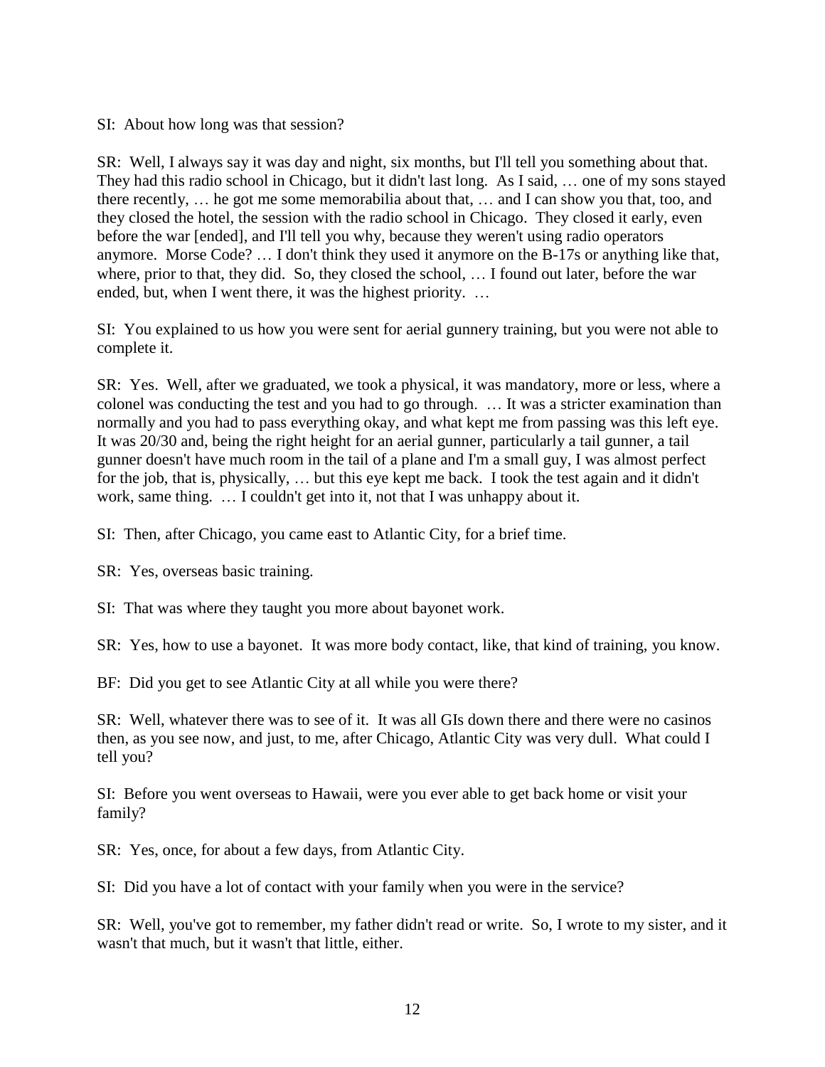SI: About how long was that session?

SR: Well, I always say it was day and night, six months, but I'll tell you something about that. They had this radio school in Chicago, but it didn't last long. As I said, … one of my sons stayed there recently, … he got me some memorabilia about that, … and I can show you that, too, and they closed the hotel, the session with the radio school in Chicago. They closed it early, even before the war [ended], and I'll tell you why, because they weren't using radio operators anymore. Morse Code? … I don't think they used it anymore on the B-17s or anything like that, where, prior to that, they did. So, they closed the school, … I found out later, before the war ended, but, when I went there, it was the highest priority. …

SI: You explained to us how you were sent for aerial gunnery training, but you were not able to complete it.

SR: Yes. Well, after we graduated, we took a physical, it was mandatory, more or less, where a colonel was conducting the test and you had to go through. … It was a stricter examination than normally and you had to pass everything okay, and what kept me from passing was this left eye. It was 20/30 and, being the right height for an aerial gunner, particularly a tail gunner, a tail gunner doesn't have much room in the tail of a plane and I'm a small guy, I was almost perfect for the job, that is, physically, … but this eye kept me back. I took the test again and it didn't work, same thing. … I couldn't get into it, not that I was unhappy about it.

SI: Then, after Chicago, you came east to Atlantic City, for a brief time.

SR: Yes, overseas basic training.

SI: That was where they taught you more about bayonet work.

SR: Yes, how to use a bayonet. It was more body contact, like, that kind of training, you know.

BF: Did you get to see Atlantic City at all while you were there?

SR: Well, whatever there was to see of it. It was all GIs down there and there were no casinos then, as you see now, and just, to me, after Chicago, Atlantic City was very dull. What could I tell you?

SI: Before you went overseas to Hawaii, were you ever able to get back home or visit your family?

SR: Yes, once, for about a few days, from Atlantic City.

SI: Did you have a lot of contact with your family when you were in the service?

SR: Well, you've got to remember, my father didn't read or write. So, I wrote to my sister, and it wasn't that much, but it wasn't that little, either.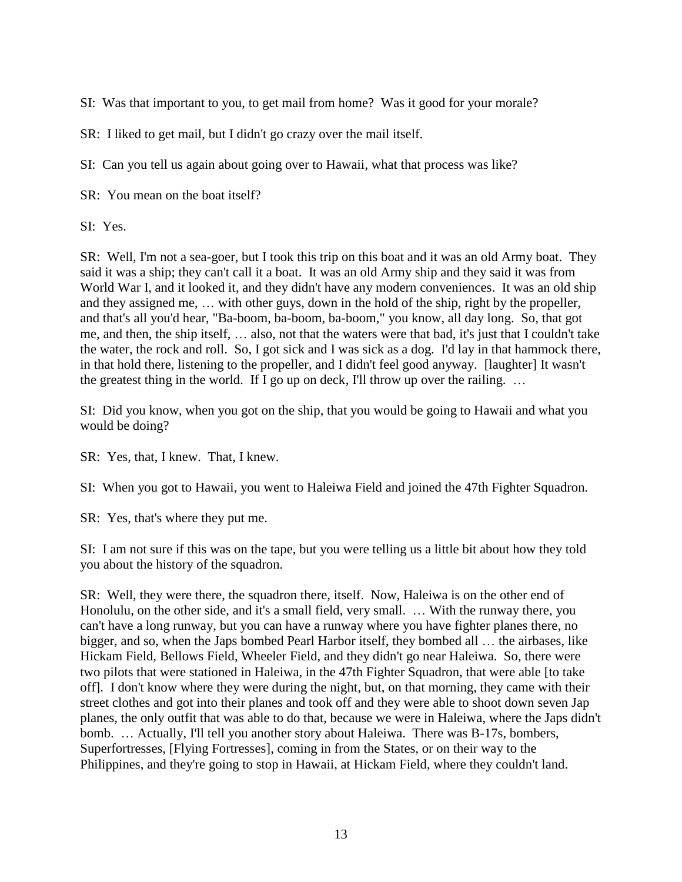SI: Was that important to you, to get mail from home? Was it good for your morale?

SR: I liked to get mail, but I didn't go crazy over the mail itself.

SI: Can you tell us again about going over to Hawaii, what that process was like?

SR: You mean on the boat itself?

SI: Yes.

SR: Well, I'm not a sea-goer, but I took this trip on this boat and it was an old Army boat. They said it was a ship; they can't call it a boat. It was an old Army ship and they said it was from World War I, and it looked it, and they didn't have any modern conveniences. It was an old ship and they assigned me, … with other guys, down in the hold of the ship, right by the propeller, and that's all you'd hear, "Ba-boom, ba-boom, ba-boom," you know, all day long. So, that got me, and then, the ship itself, … also, not that the waters were that bad, it's just that I couldn't take the water, the rock and roll. So, I got sick and I was sick as a dog. I'd lay in that hammock there, in that hold there, listening to the propeller, and I didn't feel good anyway. [laughter] It wasn't the greatest thing in the world. If I go up on deck, I'll throw up over the railing. …

SI: Did you know, when you got on the ship, that you would be going to Hawaii and what you would be doing?

SR: Yes, that, I knew. That, I knew.

SI: When you got to Hawaii, you went to Haleiwa Field and joined the 47th Fighter Squadron.

SR: Yes, that's where they put me.

SI: I am not sure if this was on the tape, but you were telling us a little bit about how they told you about the history of the squadron.

SR: Well, they were there, the squadron there, itself. Now, Haleiwa is on the other end of Honolulu, on the other side, and it's a small field, very small. … With the runway there, you can't have a long runway, but you can have a runway where you have fighter planes there, no bigger, and so, when the Japs bombed Pearl Harbor itself, they bombed all … the airbases, like Hickam Field, Bellows Field, Wheeler Field, and they didn't go near Haleiwa. So, there were two pilots that were stationed in Haleiwa, in the 47th Fighter Squadron, that were able [to take off]. I don't know where they were during the night, but, on that morning, they came with their street clothes and got into their planes and took off and they were able to shoot down seven Jap planes, the only outfit that was able to do that, because we were in Haleiwa, where the Japs didn't bomb. … Actually, I'll tell you another story about Haleiwa. There was B-17s, bombers, Superfortresses, [Flying Fortresses], coming in from the States, or on their way to the Philippines, and they're going to stop in Hawaii, at Hickam Field, where they couldn't land.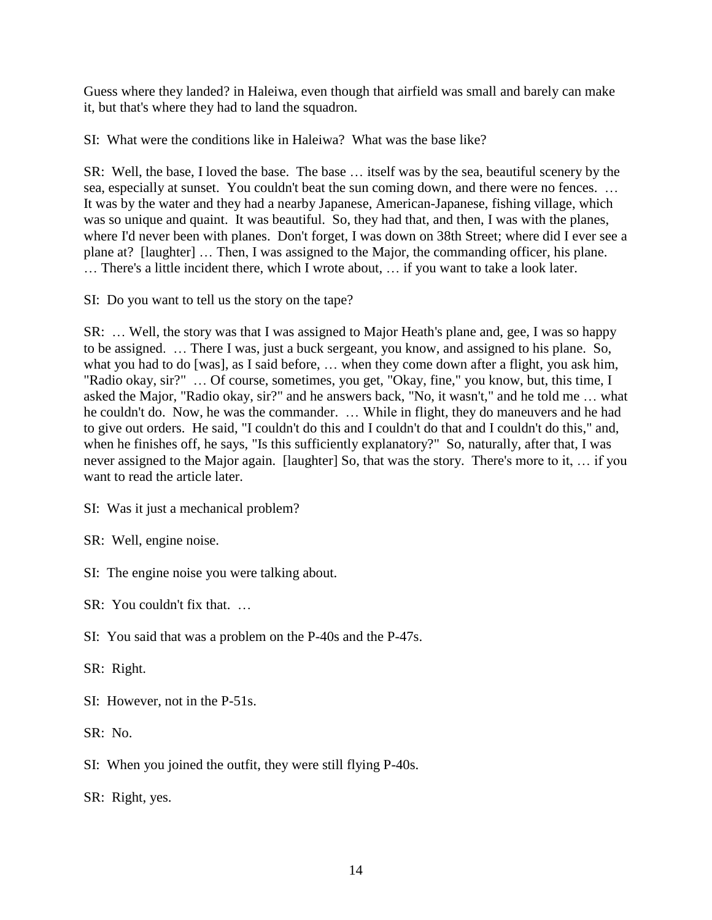Guess where they landed? in Haleiwa, even though that airfield was small and barely can make it, but that's where they had to land the squadron.

SI: What were the conditions like in Haleiwa? What was the base like?

SR: Well, the base, I loved the base. The base … itself was by the sea, beautiful scenery by the sea, especially at sunset. You couldn't beat the sun coming down, and there were no fences. … It was by the water and they had a nearby Japanese, American-Japanese, fishing village, which was so unique and quaint. It was beautiful. So, they had that, and then, I was with the planes, where I'd never been with planes. Don't forget, I was down on 38th Street; where did I ever see a plane at? [laughter] … Then, I was assigned to the Major, the commanding officer, his plane. … There's a little incident there, which I wrote about, … if you want to take a look later.

SI: Do you want to tell us the story on the tape?

SR: … Well, the story was that I was assigned to Major Heath's plane and, gee, I was so happy to be assigned. … There I was, just a buck sergeant, you know, and assigned to his plane. So, what you had to do [was], as I said before, … when they come down after a flight, you ask him, "Radio okay, sir?" … Of course, sometimes, you get, "Okay, fine," you know, but, this time, I asked the Major, "Radio okay, sir?" and he answers back, "No, it wasn't," and he told me … what he couldn't do. Now, he was the commander. … While in flight, they do maneuvers and he had to give out orders. He said, "I couldn't do this and I couldn't do that and I couldn't do this," and, when he finishes off, he says, "Is this sufficiently explanatory?" So, naturally, after that, I was never assigned to the Major again. [laughter] So, that was the story. There's more to it, … if you want to read the article later.

SI: Was it just a mechanical problem?

SR: Well, engine noise.

SI: The engine noise you were talking about.

SR: You couldn't fix that. …

SI: You said that was a problem on the P-40s and the P-47s.

SR: Right.

SI: However, not in the P-51s.

SR: No.

SI: When you joined the outfit, they were still flying P-40s.

SR: Right, yes.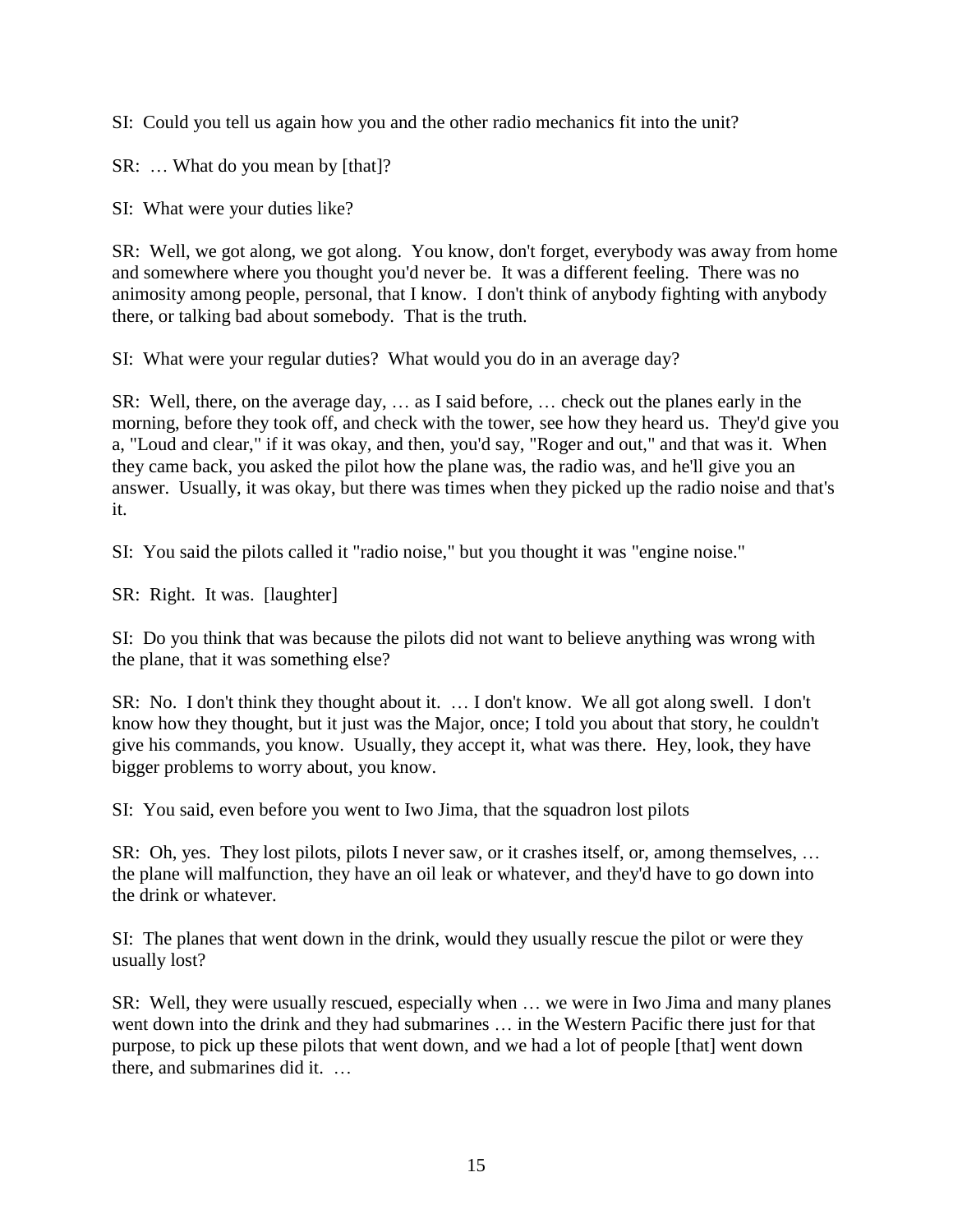SI: Could you tell us again how you and the other radio mechanics fit into the unit?

SR: … What do you mean by [that]?

SI: What were your duties like?

SR: Well, we got along, we got along. You know, don't forget, everybody was away from home and somewhere where you thought you'd never be. It was a different feeling. There was no animosity among people, personal, that I know. I don't think of anybody fighting with anybody there, or talking bad about somebody. That is the truth.

SI: What were your regular duties? What would you do in an average day?

SR: Well, there, on the average day, … as I said before, … check out the planes early in the morning, before they took off, and check with the tower, see how they heard us. They'd give you a, "Loud and clear," if it was okay, and then, you'd say, "Roger and out," and that was it. When they came back, you asked the pilot how the plane was, the radio was, and he'll give you an answer. Usually, it was okay, but there was times when they picked up the radio noise and that's it.

SI: You said the pilots called it "radio noise," but you thought it was "engine noise."

SR: Right. It was. [laughter]

SI: Do you think that was because the pilots did not want to believe anything was wrong with the plane, that it was something else?

SR: No. I don't think they thought about it. … I don't know. We all got along swell. I don't know how they thought, but it just was the Major, once; I told you about that story, he couldn't give his commands, you know. Usually, they accept it, what was there. Hey, look, they have bigger problems to worry about, you know.

SI: You said, even before you went to Iwo Jima, that the squadron lost pilots

SR: Oh, yes. They lost pilots, pilots I never saw, or it crashes itself, or, among themselves, … the plane will malfunction, they have an oil leak or whatever, and they'd have to go down into the drink or whatever.

SI: The planes that went down in the drink, would they usually rescue the pilot or were they usually lost?

SR: Well, they were usually rescued, especially when … we were in Iwo Jima and many planes went down into the drink and they had submarines … in the Western Pacific there just for that purpose, to pick up these pilots that went down, and we had a lot of people [that] went down there, and submarines did it. …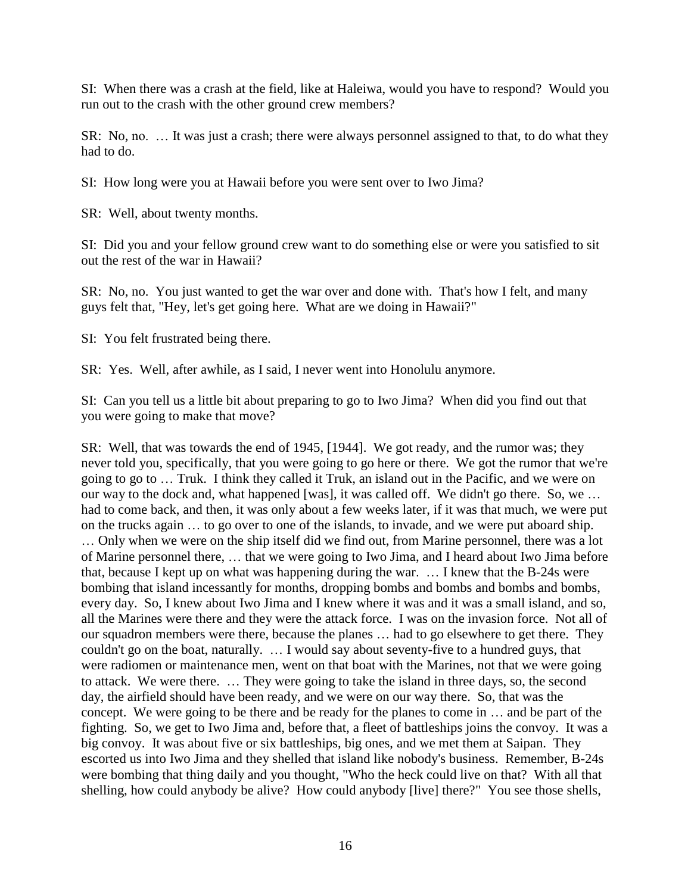SI: When there was a crash at the field, like at Haleiwa, would you have to respond? Would you run out to the crash with the other ground crew members?

SR: No, no. … It was just a crash; there were always personnel assigned to that, to do what they had to do.

SI: How long were you at Hawaii before you were sent over to Iwo Jima?

SR: Well, about twenty months.

SI: Did you and your fellow ground crew want to do something else or were you satisfied to sit out the rest of the war in Hawaii?

SR: No, no. You just wanted to get the war over and done with. That's how I felt, and many guys felt that, "Hey, let's get going here. What are we doing in Hawaii?"

SI: You felt frustrated being there.

SR: Yes. Well, after awhile, as I said, I never went into Honolulu anymore.

SI: Can you tell us a little bit about preparing to go to Iwo Jima? When did you find out that you were going to make that move?

SR: Well, that was towards the end of 1945, [1944]. We got ready, and the rumor was; they never told you, specifically, that you were going to go here or there. We got the rumor that we're going to go to … Truk. I think they called it Truk, an island out in the Pacific, and we were on our way to the dock and, what happened [was], it was called off. We didn't go there. So, we … had to come back, and then, it was only about a few weeks later, if it was that much, we were put on the trucks again … to go over to one of the islands, to invade, and we were put aboard ship. … Only when we were on the ship itself did we find out, from Marine personnel, there was a lot of Marine personnel there, … that we were going to Iwo Jima, and I heard about Iwo Jima before that, because I kept up on what was happening during the war. … I knew that the B-24s were bombing that island incessantly for months, dropping bombs and bombs and bombs and bombs, every day. So, I knew about Iwo Jima and I knew where it was and it was a small island, and so, all the Marines were there and they were the attack force. I was on the invasion force. Not all of our squadron members were there, because the planes … had to go elsewhere to get there. They couldn't go on the boat, naturally. … I would say about seventy-five to a hundred guys, that were radiomen or maintenance men, went on that boat with the Marines, not that we were going to attack. We were there. … They were going to take the island in three days, so, the second day, the airfield should have been ready, and we were on our way there. So, that was the concept. We were going to be there and be ready for the planes to come in … and be part of the fighting. So, we get to Iwo Jima and, before that, a fleet of battleships joins the convoy. It was a big convoy. It was about five or six battleships, big ones, and we met them at Saipan. They escorted us into Iwo Jima and they shelled that island like nobody's business. Remember, B-24s were bombing that thing daily and you thought, "Who the heck could live on that? With all that shelling, how could anybody be alive? How could anybody [live] there?" You see those shells,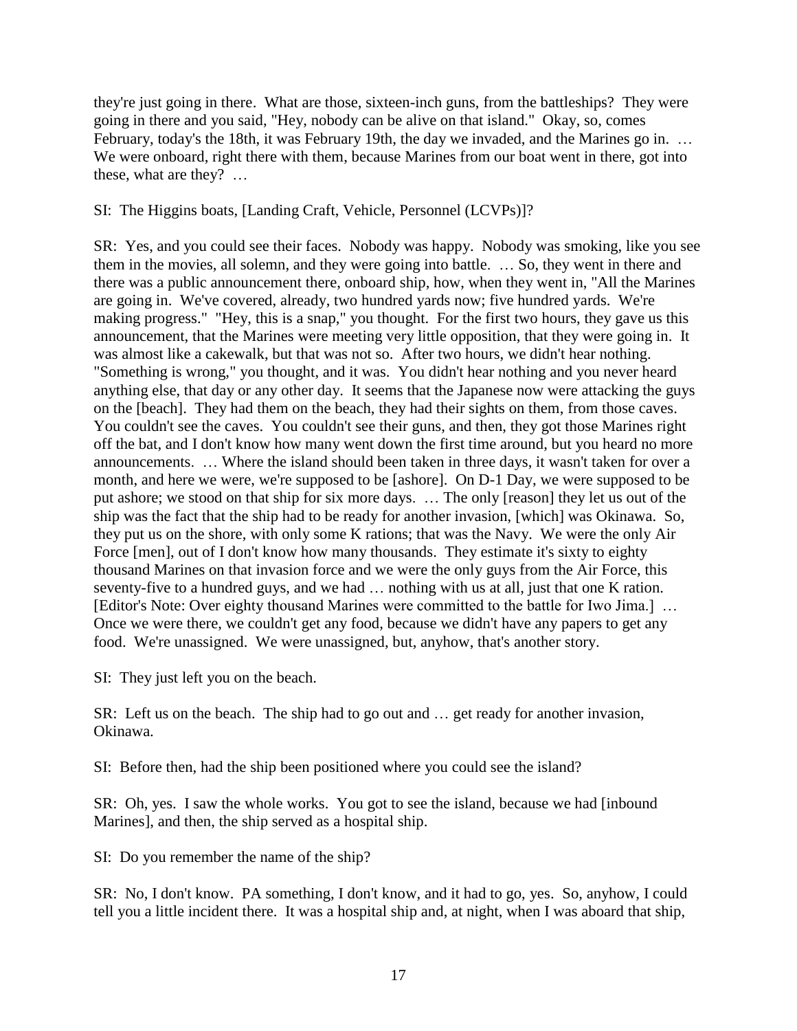they're just going in there. What are those, sixteen-inch guns, from the battleships? They were going in there and you said, "Hey, nobody can be alive on that island." Okay, so, comes February, today's the 18th, it was February 19th, the day we invaded, and the Marines go in. … We were onboard, right there with them, because Marines from our boat went in there, got into these, what are they? …

SI: The Higgins boats, [Landing Craft, Vehicle, Personnel (LCVPs)]?

SR: Yes, and you could see their faces. Nobody was happy. Nobody was smoking, like you see them in the movies, all solemn, and they were going into battle. … So, they went in there and there was a public announcement there, onboard ship, how, when they went in, "All the Marines are going in. We've covered, already, two hundred yards now; five hundred yards. We're making progress." "Hey, this is a snap," you thought. For the first two hours, they gave us this announcement, that the Marines were meeting very little opposition, that they were going in. It was almost like a cakewalk, but that was not so. After two hours, we didn't hear nothing. "Something is wrong," you thought, and it was. You didn't hear nothing and you never heard anything else, that day or any other day. It seems that the Japanese now were attacking the guys on the [beach]. They had them on the beach, they had their sights on them, from those caves. You couldn't see the caves. You couldn't see their guns, and then, they got those Marines right off the bat, and I don't know how many went down the first time around, but you heard no more announcements. … Where the island should been taken in three days, it wasn't taken for over a month, and here we were, we're supposed to be [ashore]. On D-1 Day, we were supposed to be put ashore; we stood on that ship for six more days. … The only [reason] they let us out of the ship was the fact that the ship had to be ready for another invasion, [which] was Okinawa. So, they put us on the shore, with only some K rations; that was the Navy. We were the only Air Force [men], out of I don't know how many thousands. They estimate it's sixty to eighty thousand Marines on that invasion force and we were the only guys from the Air Force, this seventy-five to a hundred guys, and we had … nothing with us at all, just that one K ration. [Editor's Note: Over eighty thousand Marines were committed to the battle for Iwo Jima.] … Once we were there, we couldn't get any food, because we didn't have any papers to get any food. We're unassigned. We were unassigned, but, anyhow, that's another story.

SI: They just left you on the beach.

SR: Left us on the beach. The ship had to go out and … get ready for another invasion, Okinawa.

SI: Before then, had the ship been positioned where you could see the island?

SR: Oh, yes. I saw the whole works. You got to see the island, because we had [inbound Marines], and then, the ship served as a hospital ship.

SI: Do you remember the name of the ship?

SR: No, I don't know. PA something, I don't know, and it had to go, yes. So, anyhow, I could tell you a little incident there. It was a hospital ship and, at night, when I was aboard that ship,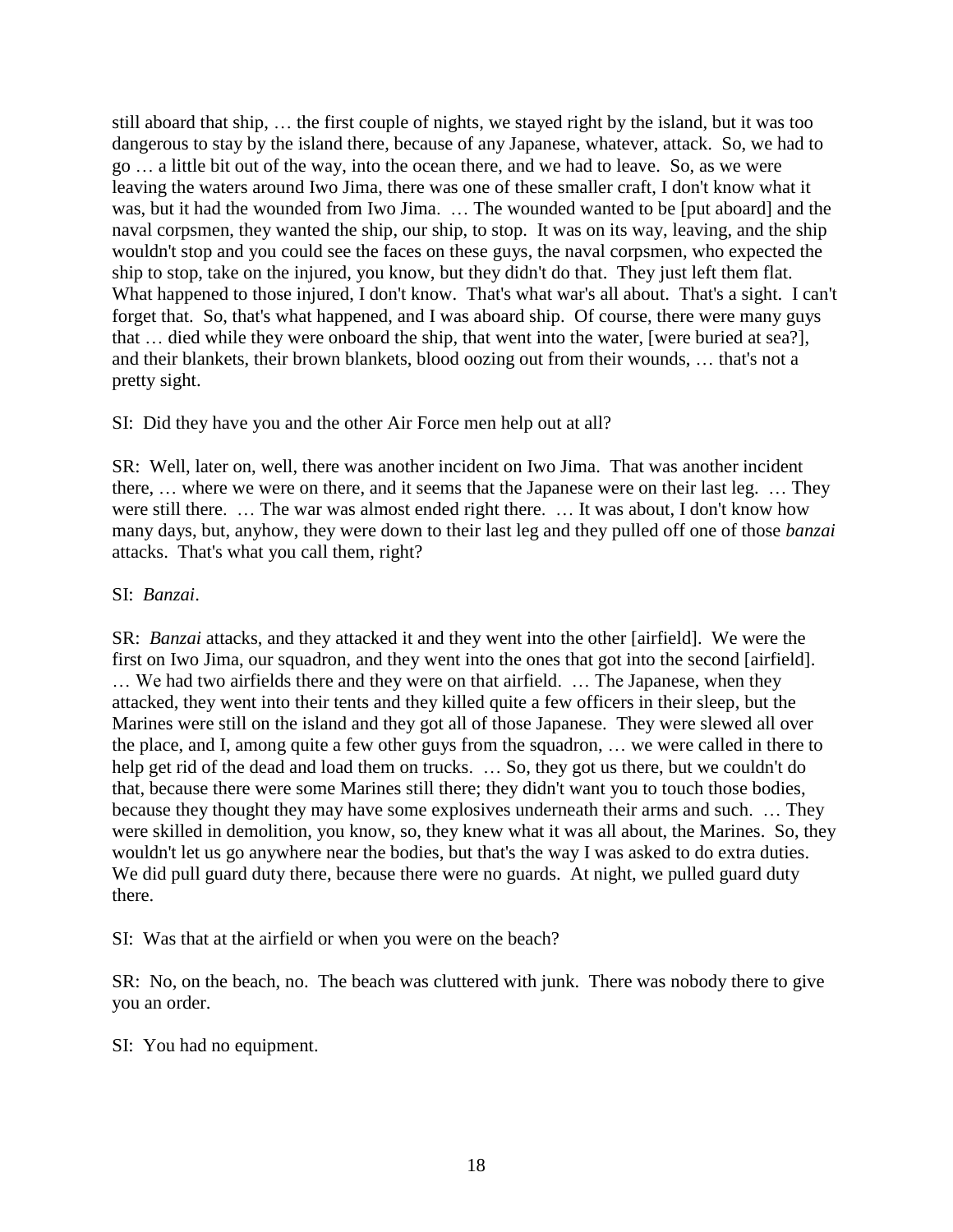still aboard that ship, … the first couple of nights, we stayed right by the island, but it was too dangerous to stay by the island there, because of any Japanese, whatever, attack. So, we had to go … a little bit out of the way, into the ocean there, and we had to leave. So, as we were leaving the waters around Iwo Jima, there was one of these smaller craft, I don't know what it was, but it had the wounded from Iwo Jima. … The wounded wanted to be [put aboard] and the naval corpsmen, they wanted the ship, our ship, to stop. It was on its way, leaving, and the ship wouldn't stop and you could see the faces on these guys, the naval corpsmen, who expected the ship to stop, take on the injured, you know, but they didn't do that. They just left them flat. What happened to those injured, I don't know. That's what war's all about. That's a sight. I can't forget that. So, that's what happened, and I was aboard ship. Of course, there were many guys that … died while they were onboard the ship, that went into the water, [were buried at sea?], and their blankets, their brown blankets, blood oozing out from their wounds, … that's not a pretty sight.

SI: Did they have you and the other Air Force men help out at all?

SR: Well, later on, well, there was another incident on Iwo Jima. That was another incident there, … where we were on there, and it seems that the Japanese were on their last leg. … They were still there. … The war was almost ended right there. … It was about, I don't know how many days, but, anyhow, they were down to their last leg and they pulled off one of those *banzai* attacks. That's what you call them, right?

SI: *Banzai*.

SR: *Banzai* attacks, and they attacked it and they went into the other [airfield]. We were the first on Iwo Jima, our squadron, and they went into the ones that got into the second [airfield]. … We had two airfields there and they were on that airfield. … The Japanese, when they attacked, they went into their tents and they killed quite a few officers in their sleep, but the Marines were still on the island and they got all of those Japanese. They were slewed all over the place, and I, among quite a few other guys from the squadron, … we were called in there to help get rid of the dead and load them on trucks. … So, they got us there, but we couldn't do that, because there were some Marines still there; they didn't want you to touch those bodies, because they thought they may have some explosives underneath their arms and such. … They were skilled in demolition, you know, so, they knew what it was all about, the Marines. So, they wouldn't let us go anywhere near the bodies, but that's the way I was asked to do extra duties. We did pull guard duty there, because there were no guards. At night, we pulled guard duty there.

SI: Was that at the airfield or when you were on the beach?

SR: No, on the beach, no. The beach was cluttered with junk. There was nobody there to give you an order.

SI: You had no equipment.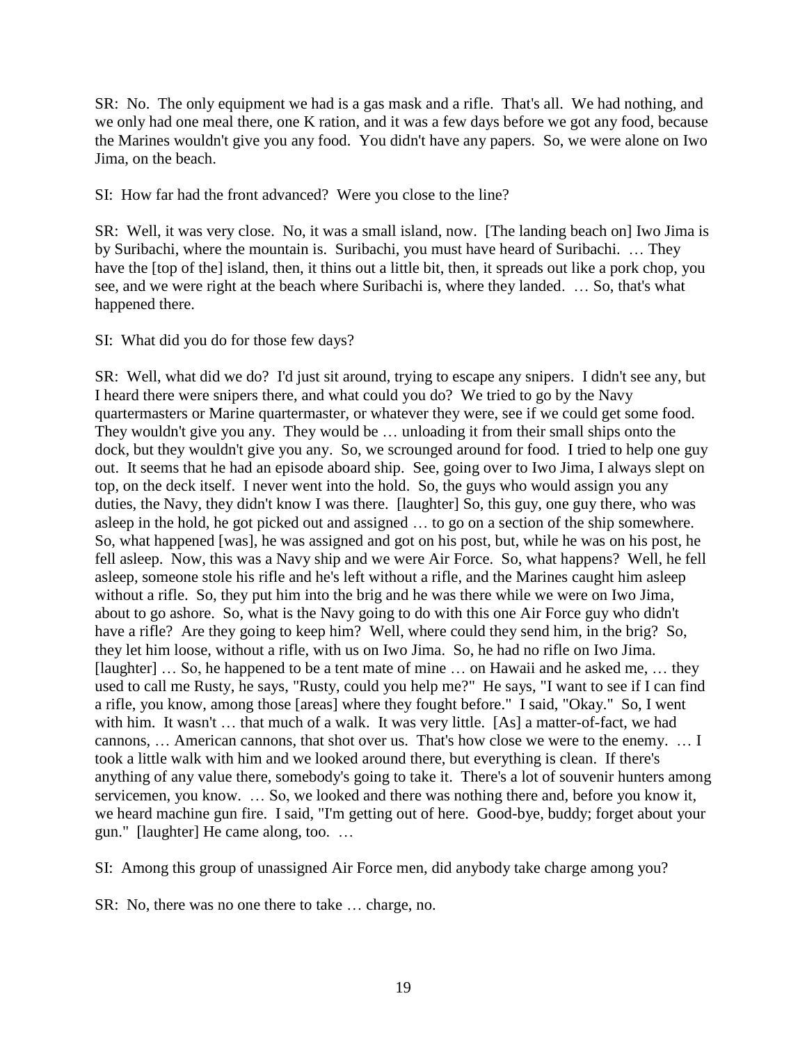SR: No. The only equipment we had is a gas mask and a rifle. That's all. We had nothing, and we only had one meal there, one K ration, and it was a few days before we got any food, because the Marines wouldn't give you any food. You didn't have any papers. So, we were alone on Iwo Jima, on the beach.

SI: How far had the front advanced? Were you close to the line?

SR: Well, it was very close. No, it was a small island, now. [The landing beach on] Iwo Jima is by Suribachi, where the mountain is. Suribachi, you must have heard of Suribachi. … They have the [top of the] island, then, it thins out a little bit, then, it spreads out like a pork chop, you see, and we were right at the beach where Suribachi is, where they landed. … So, that's what happened there.

SI: What did you do for those few days?

SR: Well, what did we do? I'd just sit around, trying to escape any snipers. I didn't see any, but I heard there were snipers there, and what could you do? We tried to go by the Navy quartermasters or Marine quartermaster, or whatever they were, see if we could get some food. They wouldn't give you any. They would be … unloading it from their small ships onto the dock, but they wouldn't give you any. So, we scrounged around for food. I tried to help one guy out. It seems that he had an episode aboard ship. See, going over to Iwo Jima, I always slept on top, on the deck itself. I never went into the hold. So, the guys who would assign you any duties, the Navy, they didn't know I was there. [laughter] So, this guy, one guy there, who was asleep in the hold, he got picked out and assigned … to go on a section of the ship somewhere. So, what happened [was], he was assigned and got on his post, but, while he was on his post, he fell asleep. Now, this was a Navy ship and we were Air Force. So, what happens? Well, he fell asleep, someone stole his rifle and he's left without a rifle, and the Marines caught him asleep without a rifle. So, they put him into the brig and he was there while we were on Iwo Jima, about to go ashore. So, what is the Navy going to do with this one Air Force guy who didn't have a rifle? Are they going to keep him? Well, where could they send him, in the brig? So, they let him loose, without a rifle, with us on Iwo Jima. So, he had no rifle on Iwo Jima. [laughter] … So, he happened to be a tent mate of mine … on Hawaii and he asked me, … they used to call me Rusty, he says, "Rusty, could you help me?" He says, "I want to see if I can find a rifle, you know, among those [areas] where they fought before." I said, "Okay." So, I went with him. It wasn't … that much of a walk. It was very little. [As] a matter-of-fact, we had cannons, … American cannons, that shot over us. That's how close we were to the enemy. … I took a little walk with him and we looked around there, but everything is clean. If there's anything of any value there, somebody's going to take it. There's a lot of souvenir hunters among servicemen, you know. … So, we looked and there was nothing there and, before you know it, we heard machine gun fire. I said, "I'm getting out of here. Good-bye, buddy; forget about your gun." [laughter] He came along, too. …

SI: Among this group of unassigned Air Force men, did anybody take charge among you?

SR: No, there was no one there to take … charge, no.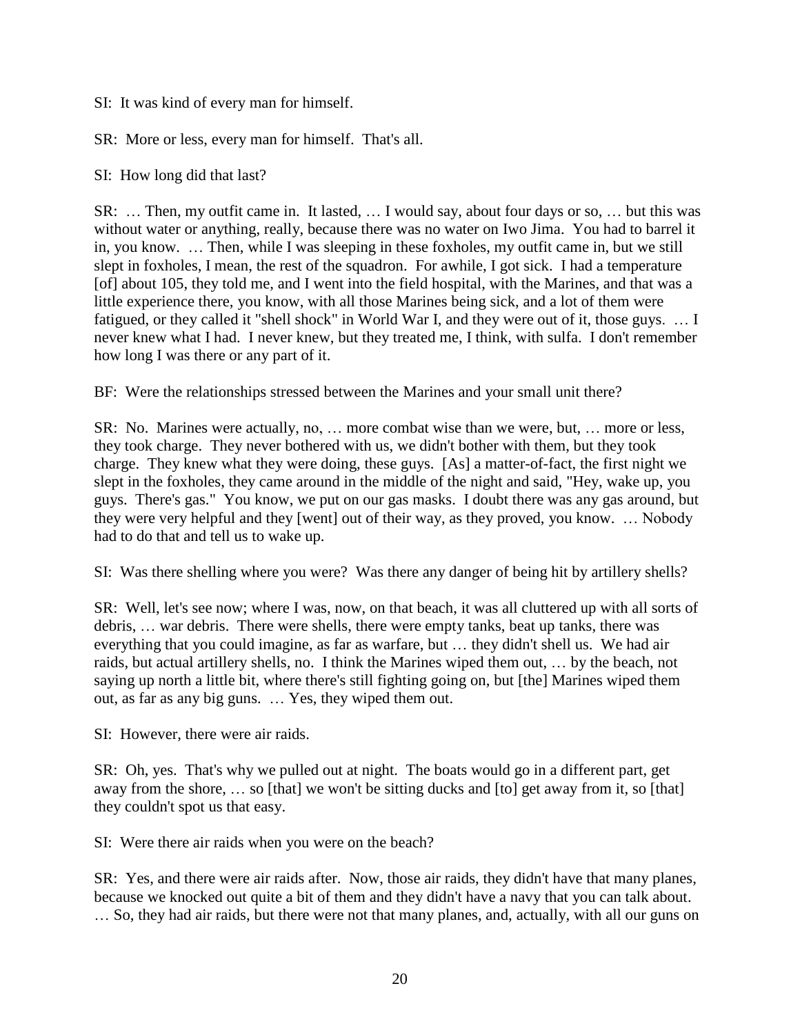SI: It was kind of every man for himself.

SR: More or less, every man for himself. That's all.

SI: How long did that last?

SR: … Then, my outfit came in. It lasted, … I would say, about four days or so, … but this was without water or anything, really, because there was no water on Iwo Jima. You had to barrel it in, you know. … Then, while I was sleeping in these foxholes, my outfit came in, but we still slept in foxholes, I mean, the rest of the squadron. For awhile, I got sick. I had a temperature [of] about 105, they told me, and I went into the field hospital, with the Marines, and that was a little experience there, you know, with all those Marines being sick, and a lot of them were fatigued, or they called it "shell shock" in World War I, and they were out of it, those guys. … I never knew what I had. I never knew, but they treated me, I think, with sulfa. I don't remember how long I was there or any part of it.

BF: Were the relationships stressed between the Marines and your small unit there?

SR: No. Marines were actually, no, … more combat wise than we were, but, … more or less, they took charge. They never bothered with us, we didn't bother with them, but they took charge. They knew what they were doing, these guys. [As] a matter-of-fact, the first night we slept in the foxholes, they came around in the middle of the night and said, "Hey, wake up, you guys. There's gas." You know, we put on our gas masks. I doubt there was any gas around, but they were very helpful and they [went] out of their way, as they proved, you know. … Nobody had to do that and tell us to wake up.

SI: Was there shelling where you were? Was there any danger of being hit by artillery shells?

SR: Well, let's see now; where I was, now, on that beach, it was all cluttered up with all sorts of debris, … war debris. There were shells, there were empty tanks, beat up tanks, there was everything that you could imagine, as far as warfare, but … they didn't shell us. We had air raids, but actual artillery shells, no. I think the Marines wiped them out, … by the beach, not saying up north a little bit, where there's still fighting going on, but [the] Marines wiped them out, as far as any big guns. … Yes, they wiped them out.

SI: However, there were air raids.

SR: Oh, yes. That's why we pulled out at night. The boats would go in a different part, get away from the shore, … so [that] we won't be sitting ducks and [to] get away from it, so [that] they couldn't spot us that easy.

SI: Were there air raids when you were on the beach?

SR: Yes, and there were air raids after. Now, those air raids, they didn't have that many planes, because we knocked out quite a bit of them and they didn't have a navy that you can talk about. … So, they had air raids, but there were not that many planes, and, actually, with all our guns on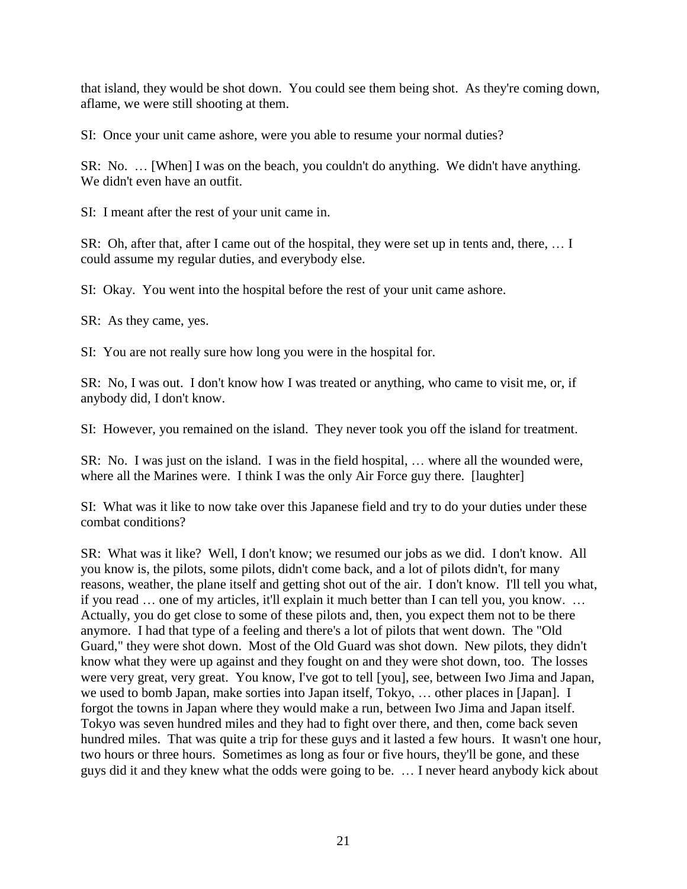that island, they would be shot down. You could see them being shot. As they're coming down, aflame, we were still shooting at them.

SI: Once your unit came ashore, were you able to resume your normal duties?

SR: No. … [When] I was on the beach, you couldn't do anything. We didn't have anything. We didn't even have an outfit.

SI: I meant after the rest of your unit came in.

SR: Oh, after that, after I came out of the hospital, they were set up in tents and, there, … I could assume my regular duties, and everybody else.

SI: Okay. You went into the hospital before the rest of your unit came ashore.

SR: As they came, yes.

SI: You are not really sure how long you were in the hospital for.

SR: No, I was out. I don't know how I was treated or anything, who came to visit me, or, if anybody did, I don't know.

SI: However, you remained on the island. They never took you off the island for treatment.

SR: No. I was just on the island. I was in the field hospital, … where all the wounded were, where all the Marines were. I think I was the only Air Force guy there. [laughter]

SI: What was it like to now take over this Japanese field and try to do your duties under these combat conditions?

SR: What was it like? Well, I don't know; we resumed our jobs as we did. I don't know. All you know is, the pilots, some pilots, didn't come back, and a lot of pilots didn't, for many reasons, weather, the plane itself and getting shot out of the air. I don't know. I'll tell you what, if you read … one of my articles, it'll explain it much better than I can tell you, you know. … Actually, you do get close to some of these pilots and, then, you expect them not to be there anymore. I had that type of a feeling and there's a lot of pilots that went down. The "Old Guard," they were shot down. Most of the Old Guard was shot down. New pilots, they didn't know what they were up against and they fought on and they were shot down, too. The losses were very great, very great. You know, I've got to tell [you], see, between Iwo Jima and Japan, we used to bomb Japan, make sorties into Japan itself, Tokyo, … other places in [Japan]. I forgot the towns in Japan where they would make a run, between Iwo Jima and Japan itself. Tokyo was seven hundred miles and they had to fight over there, and then, come back seven hundred miles. That was quite a trip for these guys and it lasted a few hours. It wasn't one hour, two hours or three hours. Sometimes as long as four or five hours, they'll be gone, and these guys did it and they knew what the odds were going to be. … I never heard anybody kick about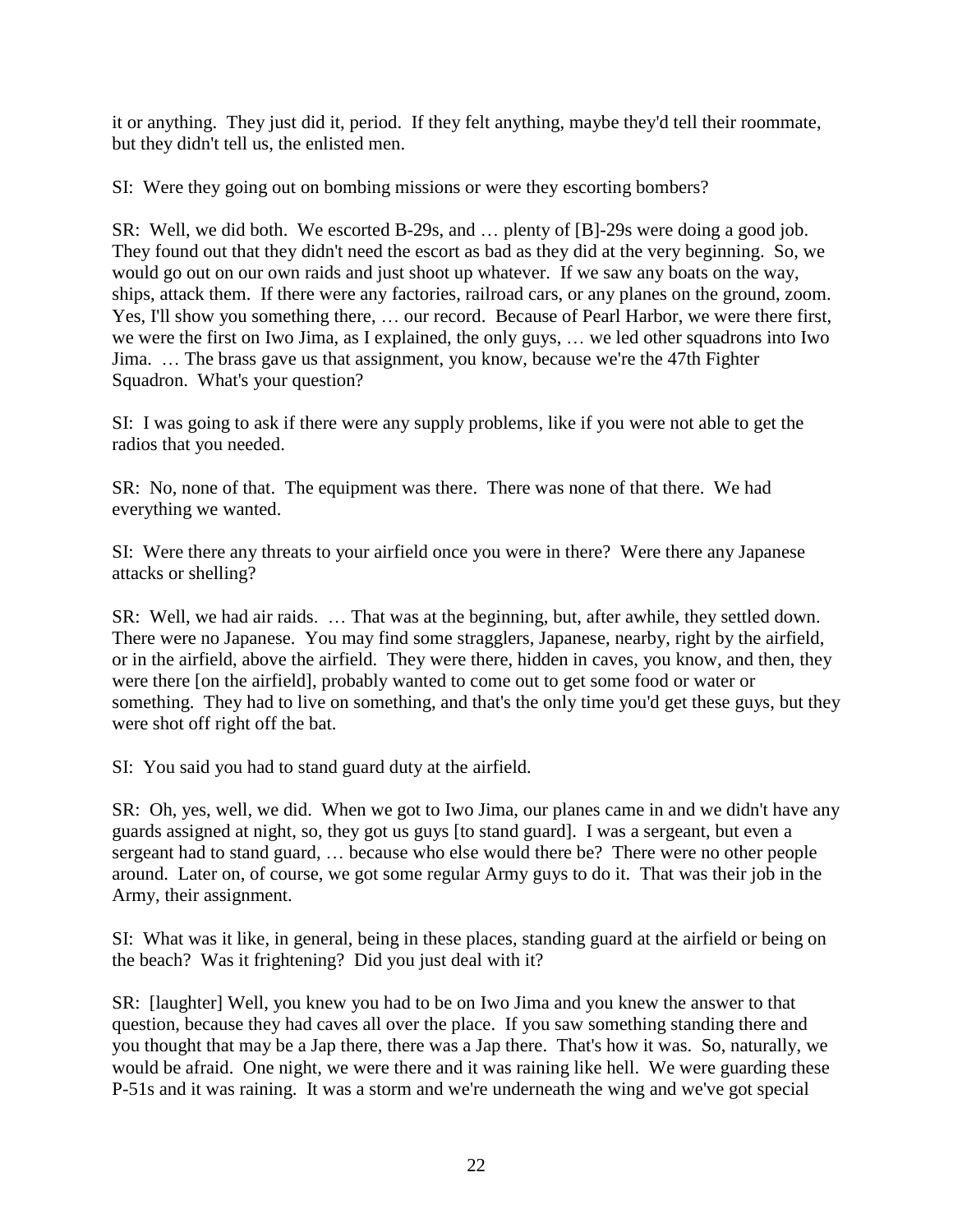it or anything. They just did it, period. If they felt anything, maybe they'd tell their roommate, but they didn't tell us, the enlisted men.

SI: Were they going out on bombing missions or were they escorting bombers?

SR: Well, we did both. We escorted B-29s, and … plenty of [B]-29s were doing a good job. They found out that they didn't need the escort as bad as they did at the very beginning. So, we would go out on our own raids and just shoot up whatever. If we saw any boats on the way, ships, attack them. If there were any factories, railroad cars, or any planes on the ground, zoom. Yes, I'll show you something there, … our record. Because of Pearl Harbor, we were there first, we were the first on Iwo Jima, as I explained, the only guys, … we led other squadrons into Iwo Jima. … The brass gave us that assignment, you know, because we're the 47th Fighter Squadron. What's your question?

SI: I was going to ask if there were any supply problems, like if you were not able to get the radios that you needed.

SR: No, none of that. The equipment was there. There was none of that there. We had everything we wanted.

SI: Were there any threats to your airfield once you were in there? Were there any Japanese attacks or shelling?

SR: Well, we had air raids. … That was at the beginning, but, after awhile, they settled down. There were no Japanese. You may find some stragglers, Japanese, nearby, right by the airfield, or in the airfield, above the airfield. They were there, hidden in caves, you know, and then, they were there [on the airfield], probably wanted to come out to get some food or water or something. They had to live on something, and that's the only time you'd get these guys, but they were shot off right off the bat.

SI: You said you had to stand guard duty at the airfield.

SR: Oh, yes, well, we did. When we got to Iwo Jima, our planes came in and we didn't have any guards assigned at night, so, they got us guys [to stand guard]. I was a sergeant, but even a sergeant had to stand guard, … because who else would there be? There were no other people around. Later on, of course, we got some regular Army guys to do it. That was their job in the Army, their assignment.

SI: What was it like, in general, being in these places, standing guard at the airfield or being on the beach? Was it frightening? Did you just deal with it?

SR: [laughter] Well, you knew you had to be on Iwo Jima and you knew the answer to that question, because they had caves all over the place. If you saw something standing there and you thought that may be a Jap there, there was a Jap there. That's how it was. So, naturally, we would be afraid. One night, we were there and it was raining like hell. We were guarding these P-51s and it was raining. It was a storm and we're underneath the wing and we've got special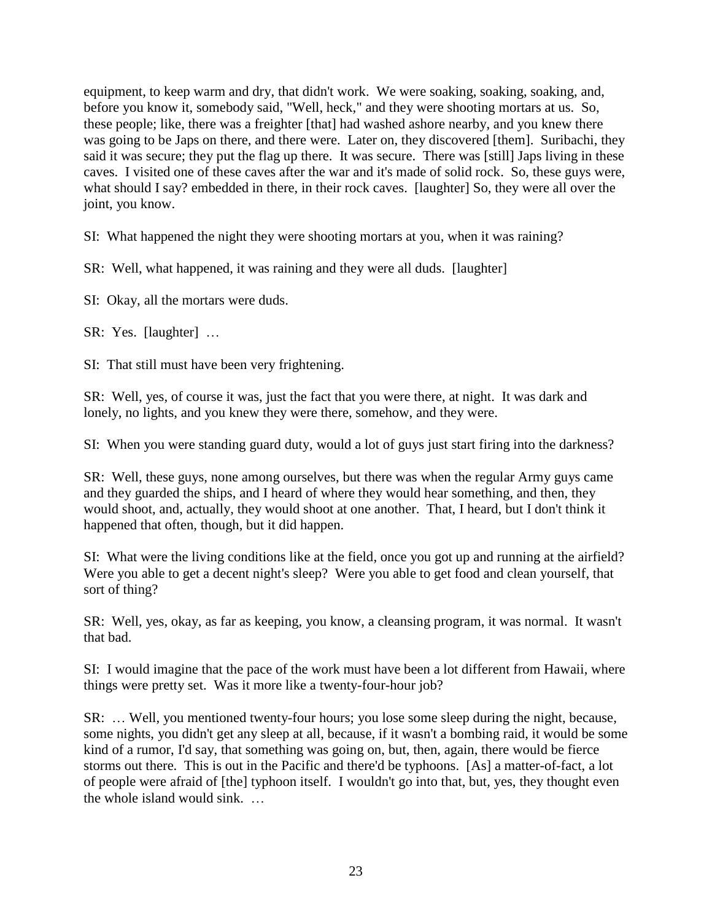equipment, to keep warm and dry, that didn't work. We were soaking, soaking, soaking, and, before you know it, somebody said, "Well, heck," and they were shooting mortars at us. So, these people; like, there was a freighter [that] had washed ashore nearby, and you knew there was going to be Japs on there, and there were. Later on, they discovered [them]. Suribachi, they said it was secure; they put the flag up there. It was secure. There was [still] Japs living in these caves. I visited one of these caves after the war and it's made of solid rock. So, these guys were, what should I say? embedded in there, in their rock caves. [laughter] So, they were all over the joint, you know.

SI: What happened the night they were shooting mortars at you, when it was raining?

SR: Well, what happened, it was raining and they were all duds. [laughter]

SI: Okay, all the mortars were duds.

SR: Yes. [laughter] …

SI: That still must have been very frightening.

SR: Well, yes, of course it was, just the fact that you were there, at night. It was dark and lonely, no lights, and you knew they were there, somehow, and they were.

SI: When you were standing guard duty, would a lot of guys just start firing into the darkness?

SR: Well, these guys, none among ourselves, but there was when the regular Army guys came and they guarded the ships, and I heard of where they would hear something, and then, they would shoot, and, actually, they would shoot at one another. That, I heard, but I don't think it happened that often, though, but it did happen.

SI: What were the living conditions like at the field, once you got up and running at the airfield? Were you able to get a decent night's sleep? Were you able to get food and clean yourself, that sort of thing?

SR: Well, yes, okay, as far as keeping, you know, a cleansing program, it was normal. It wasn't that bad.

SI: I would imagine that the pace of the work must have been a lot different from Hawaii, where things were pretty set. Was it more like a twenty-four-hour job?

SR: … Well, you mentioned twenty-four hours; you lose some sleep during the night, because, some nights, you didn't get any sleep at all, because, if it wasn't a bombing raid, it would be some kind of a rumor, I'd say, that something was going on, but, then, again, there would be fierce storms out there. This is out in the Pacific and there'd be typhoons. [As] a matter-of-fact, a lot of people were afraid of [the] typhoon itself. I wouldn't go into that, but, yes, they thought even the whole island would sink. …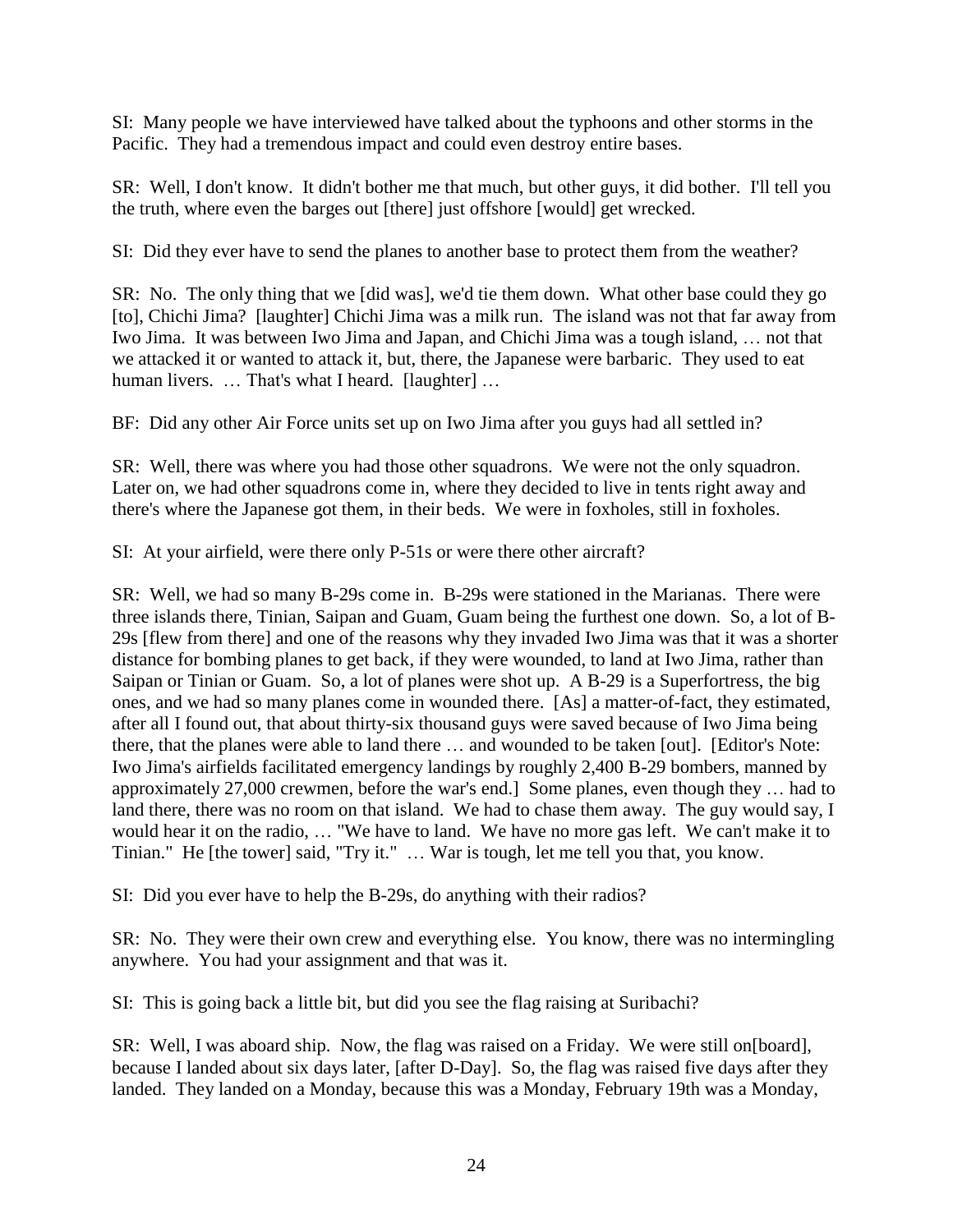SI: Many people we have interviewed have talked about the typhoons and other storms in the Pacific. They had a tremendous impact and could even destroy entire bases.

SR: Well, I don't know. It didn't bother me that much, but other guys, it did bother. I'll tell you the truth, where even the barges out [there] just offshore [would] get wrecked.

SI: Did they ever have to send the planes to another base to protect them from the weather?

SR: No. The only thing that we [did was], we'd tie them down. What other base could they go [to], Chichi Jima? [laughter] Chichi Jima was a milk run. The island was not that far away from Iwo Jima. It was between Iwo Jima and Japan, and Chichi Jima was a tough island, … not that we attacked it or wanted to attack it, but, there, the Japanese were barbaric. They used to eat human livers. … That's what I heard. [laughter] …

BF: Did any other Air Force units set up on Iwo Jima after you guys had all settled in?

SR: Well, there was where you had those other squadrons. We were not the only squadron. Later on, we had other squadrons come in, where they decided to live in tents right away and there's where the Japanese got them, in their beds. We were in foxholes, still in foxholes.

SI: At your airfield, were there only P-51s or were there other aircraft?

SR: Well, we had so many B-29s come in. B-29s were stationed in the Marianas. There were three islands there, Tinian, Saipan and Guam, Guam being the furthest one down. So, a lot of B-29s [flew from there] and one of the reasons why they invaded Iwo Jima was that it was a shorter distance for bombing planes to get back, if they were wounded, to land at Iwo Jima, rather than Saipan or Tinian or Guam. So, a lot of planes were shot up. A B-29 is a Superfortress, the big ones, and we had so many planes come in wounded there. [As] a matter-of-fact, they estimated, after all I found out, that about thirty-six thousand guys were saved because of Iwo Jima being there, that the planes were able to land there … and wounded to be taken [out]. [Editor's Note: Iwo Jima's airfields facilitated emergency landings by roughly 2,400 B-29 bombers, manned by approximately 27,000 crewmen, before the war's end.] Some planes, even though they … had to land there, there was no room on that island. We had to chase them away. The guy would say, I would hear it on the radio, … "We have to land. We have no more gas left. We can't make it to Tinian." He [the tower] said, "Try it." … War is tough, let me tell you that, you know.

SI: Did you ever have to help the B-29s, do anything with their radios?

SR: No. They were their own crew and everything else. You know, there was no intermingling anywhere. You had your assignment and that was it.

SI: This is going back a little bit, but did you see the flag raising at Suribachi?

SR: Well, I was aboard ship. Now, the flag was raised on a Friday. We were still on[board], because I landed about six days later, [after D-Day]. So, the flag was raised five days after they landed. They landed on a Monday, because this was a Monday, February 19th was a Monday,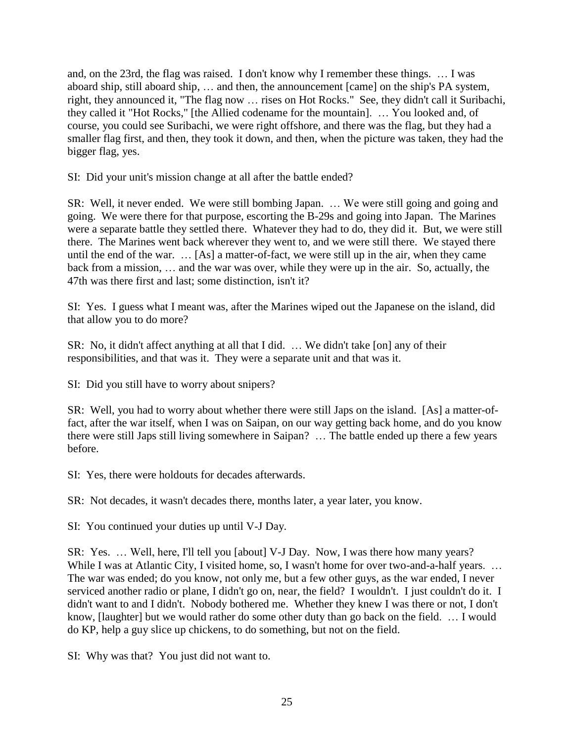and, on the 23rd, the flag was raised. I don't know why I remember these things. … I was aboard ship, still aboard ship, … and then, the announcement [came] on the ship's PA system, right, they announced it, "The flag now … rises on Hot Rocks." See, they didn't call it Suribachi, they called it "Hot Rocks," [the Allied codename for the mountain]. … You looked and, of course, you could see Suribachi, we were right offshore, and there was the flag, but they had a smaller flag first, and then, they took it down, and then, when the picture was taken, they had the bigger flag, yes.

SI: Did your unit's mission change at all after the battle ended?

SR: Well, it never ended. We were still bombing Japan. … We were still going and going and going. We were there for that purpose, escorting the B-29s and going into Japan. The Marines were a separate battle they settled there. Whatever they had to do, they did it. But, we were still there. The Marines went back wherever they went to, and we were still there. We stayed there until the end of the war. … [As] a matter-of-fact, we were still up in the air, when they came back from a mission, … and the war was over, while they were up in the air. So, actually, the 47th was there first and last; some distinction, isn't it?

SI: Yes. I guess what I meant was, after the Marines wiped out the Japanese on the island, did that allow you to do more?

SR: No, it didn't affect anything at all that I did. … We didn't take [on] any of their responsibilities, and that was it. They were a separate unit and that was it.

SI: Did you still have to worry about snipers?

SR: Well, you had to worry about whether there were still Japs on the island. [As] a matter-of-fact, after the war itself, when I was on Saipan, on our way getting back home, and do you know there were still Japs still living somewhere in Saipan? … The battle ended up there a few years before.

SI: Yes, there were holdouts for decades afterwards.

SR: Not decades, it wasn't decades there, months later, a year later, you know.

SI: You continued your duties up until V-J Day.

SR: Yes. … Well, here, I'll tell you [about] V-J Day. Now, I was there how many years? While I was at Atlantic City, I visited home, so, I wasn't home for over two-and-a-half years. … The war was ended; do you know, not only me, but a few other guys, as the war ended, I never serviced another radio or plane, I didn't go on, near, the field? I wouldn't. I just couldn't do it. I didn't want to and I didn't. Nobody bothered me. Whether they knew I was there or not, I don't know, [laughter] but we would rather do some other duty than go back on the field. … I would do KP, help a guy slice up chickens, to do something, but not on the field.

SI: Why was that? You just did not want to.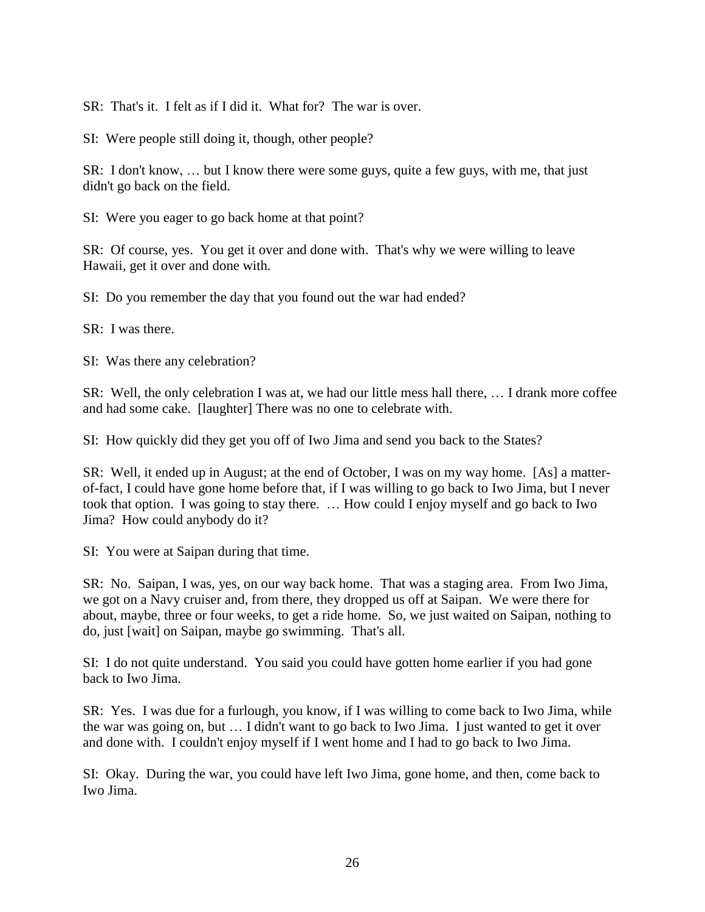SR: That's it. I felt as if I did it. What for? The war is over.

SI: Were people still doing it, though, other people?

SR: I don't know, … but I know there were some guys, quite a few guys, with me, that just didn't go back on the field.

SI: Were you eager to go back home at that point?

SR: Of course, yes. You get it over and done with. That's why we were willing to leave Hawaii, get it over and done with.

SI: Do you remember the day that you found out the war had ended?

SR: I was there.

SI: Was there any celebration?

SR: Well, the only celebration I was at, we had our little mess hall there, … I drank more coffee and had some cake. [laughter] There was no one to celebrate with.

SI: How quickly did they get you off of Iwo Jima and send you back to the States?

SR: Well, it ended up in August; at the end of October, I was on my way home. [As] a matter-of-fact, I could have gone home before that, if I was willing to go back to Iwo Jima, but I never took that option. I was going to stay there. … How could I enjoy myself and go back to Iwo Jima? How could anybody do it?

SI: You were at Saipan during that time.

SR: No. Saipan, I was, yes, on our way back home. That was a staging area. From Iwo Jima, we got on a Navy cruiser and, from there, they dropped us off at Saipan. We were there for about, maybe, three or four weeks, to get a ride home. So, we just waited on Saipan, nothing to do, just [wait] on Saipan, maybe go swimming. That's all.

SI: I do not quite understand. You said you could have gotten home earlier if you had gone back to Iwo Jima.

SR: Yes. I was due for a furlough, you know, if I was willing to come back to Iwo Jima, while the war was going on, but … I didn't want to go back to Iwo Jima. I just wanted to get it over and done with. I couldn't enjoy myself if I went home and I had to go back to Iwo Jima.

SI: Okay. During the war, you could have left Iwo Jima, gone home, and then, come back to Iwo Jima.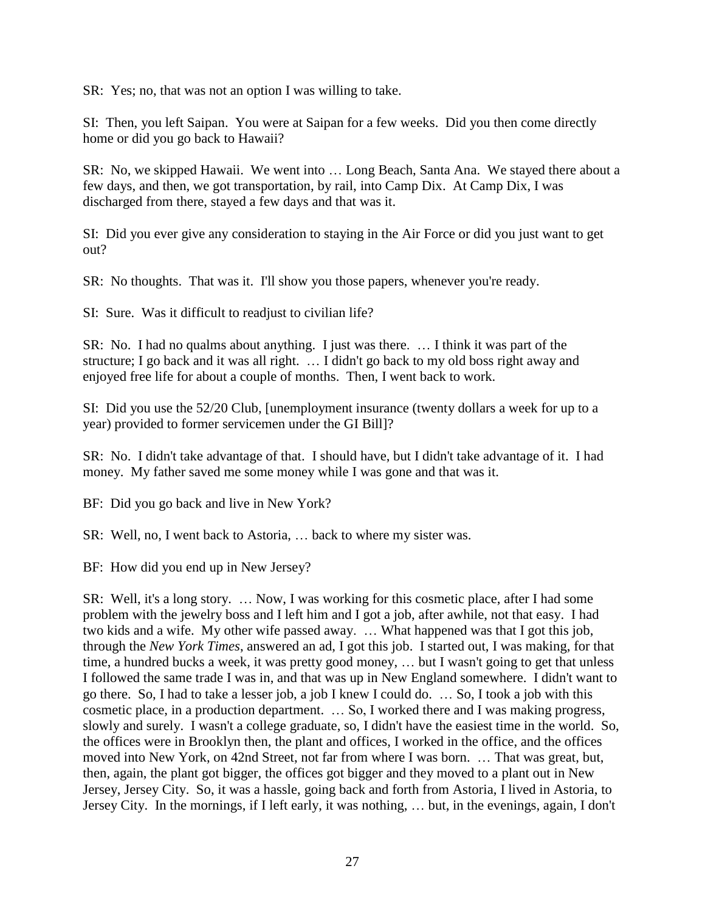SR: Yes; no, that was not an option I was willing to take.

SI: Then, you left Saipan. You were at Saipan for a few weeks. Did you then come directly home or did you go back to Hawaii?

SR: No, we skipped Hawaii. We went into … Long Beach, Santa Ana. We stayed there about a few days, and then, we got transportation, by rail, into Camp Dix. At Camp Dix, I was discharged from there, stayed a few days and that was it.

SI: Did you ever give any consideration to staying in the Air Force or did you just want to get out?

SR: No thoughts. That was it. I'll show you those papers, whenever you're ready.

SI: Sure. Was it difficult to readjust to civilian life?

SR: No. I had no qualms about anything. I just was there. … I think it was part of the structure; I go back and it was all right. … I didn't go back to my old boss right away and enjoyed free life for about a couple of months. Then, I went back to work.

SI: Did you use the 52/20 Club, [unemployment insurance (twenty dollars a week for up to a year) provided to former servicemen under the GI Bill]?

SR: No. I didn't take advantage of that. I should have, but I didn't take advantage of it. I had money. My father saved me some money while I was gone and that was it.

BF: Did you go back and live in New York?

SR: Well, no, I went back to Astoria, … back to where my sister was.

BF: How did you end up in New Jersey?

SR: Well, it's a long story. … Now, I was working for this cosmetic place, after I had some problem with the jewelry boss and I left him and I got a job, after awhile, not that easy. I had two kids and a wife. My other wife passed away. … What happened was that I got this job, through the *New York Times*, answered an ad, I got this job. I started out, I was making, for that time, a hundred bucks a week, it was pretty good money, … but I wasn't going to get that unless I followed the same trade I was in, and that was up in New England somewhere. I didn't want to go there. So, I had to take a lesser job, a job I knew I could do. … So, I took a job with this cosmetic place, in a production department. … So, I worked there and I was making progress, slowly and surely. I wasn't a college graduate, so, I didn't have the easiest time in the world. So, the offices were in Brooklyn then, the plant and offices, I worked in the office, and the offices moved into New York, on 42nd Street, not far from where I was born. … That was great, but, then, again, the plant got bigger, the offices got bigger and they moved to a plant out in New Jersey, Jersey City. So, it was a hassle, going back and forth from Astoria, I lived in Astoria, to Jersey City. In the mornings, if I left early, it was nothing, … but, in the evenings, again, I don't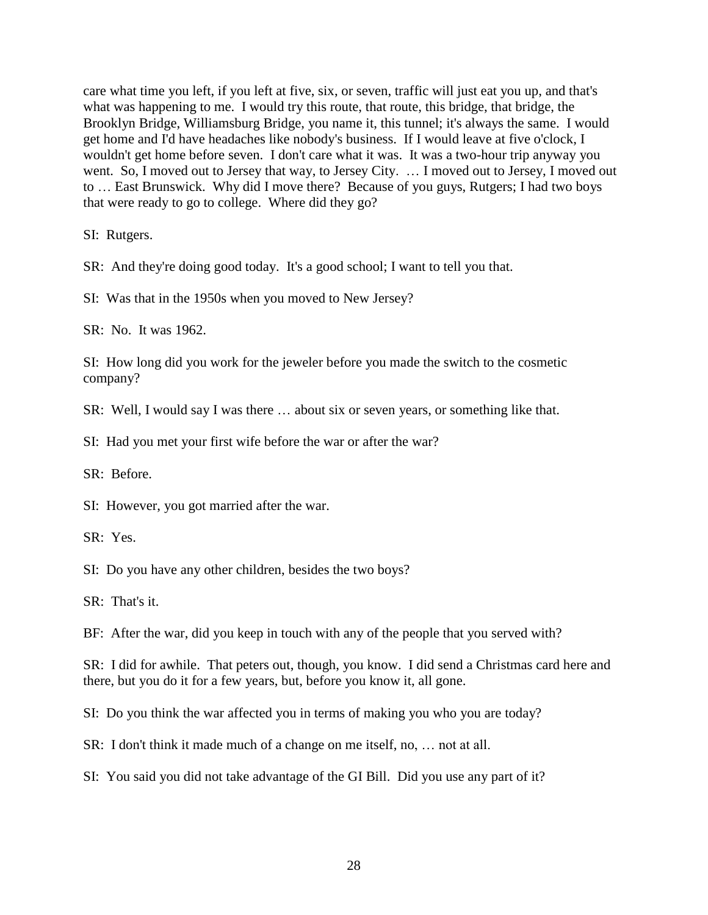care what time you left, if you left at five, six, or seven, traffic will just eat you up, and that's what was happening to me. I would try this route, that route, this bridge, that bridge, the Brooklyn Bridge, Williamsburg Bridge, you name it, this tunnel; it's always the same. I would get home and I'd have headaches like nobody's business. If I would leave at five o'clock, I wouldn't get home before seven. I don't care what it was. It was a two-hour trip anyway you went. So, I moved out to Jersey that way, to Jersey City. … I moved out to Jersey, I moved out to … East Brunswick. Why did I move there? Because of you guys, Rutgers; I had two boys that were ready to go to college. Where did they go?

SI: Rutgers.

SR: And they're doing good today. It's a good school; I want to tell you that.

SI: Was that in the 1950s when you moved to New Jersey?

SR: No. It was 1962.

SI: How long did you work for the jeweler before you made the switch to the cosmetic company?

SR: Well, I would say I was there … about six or seven years, or something like that.

SI: Had you met your first wife before the war or after the war?

SR: Before.

SI: However, you got married after the war.

SR: Yes.

SI: Do you have any other children, besides the two boys?

SR: That's it.

BF: After the war, did you keep in touch with any of the people that you served with?

SR: I did for awhile. That peters out, though, you know. I did send a Christmas card here and there, but you do it for a few years, but, before you know it, all gone.

SI: Do you think the war affected you in terms of making you who you are today?

SR: I don't think it made much of a change on me itself, no, … not at all.

SI: You said you did not take advantage of the GI Bill. Did you use any part of it?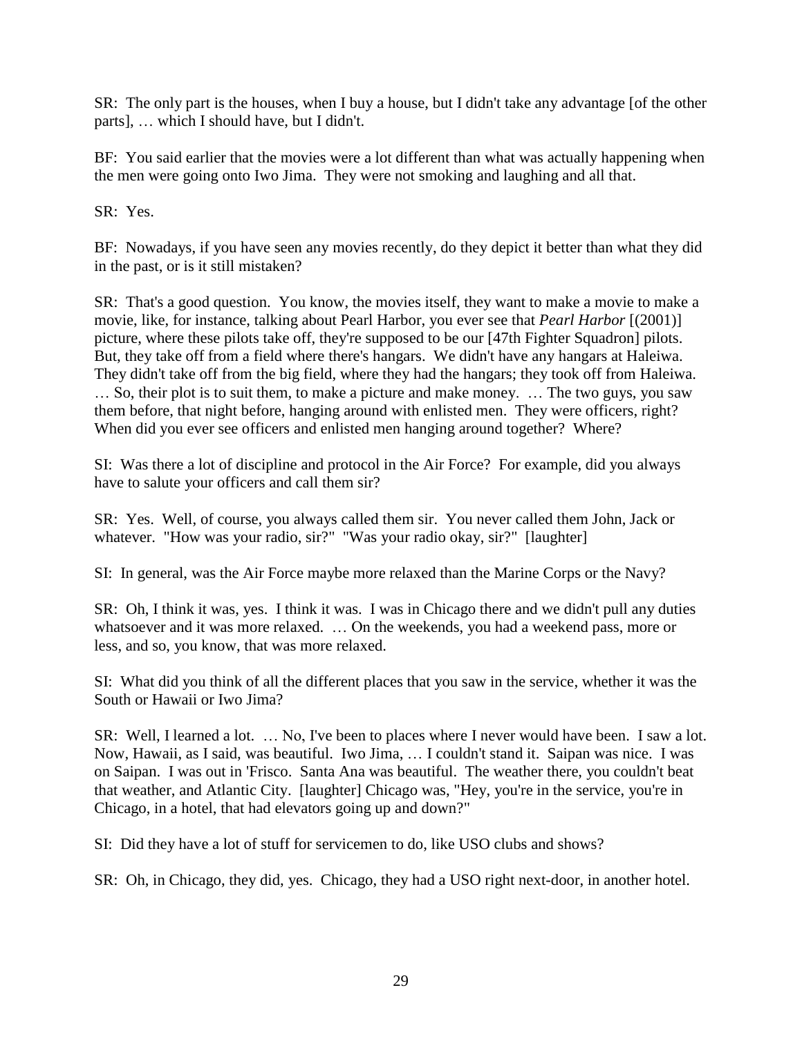SR: The only part is the houses, when I buy a house, but I didn't take any advantage [of the other parts], … which I should have, but I didn't.

BF: You said earlier that the movies were a lot different than what was actually happening when the men were going onto Iwo Jima. They were not smoking and laughing and all that.

SR: Yes.

BF: Nowadays, if you have seen any movies recently, do they depict it better than what they did in the past, or is it still mistaken?

SR: That's a good question. You know, the movies itself, they want to make a movie to make a movie, like, for instance, talking about Pearl Harbor, you ever see that *Pearl Harbor* [(2001)] picture, where these pilots take off, they're supposed to be our [47th Fighter Squadron] pilots. But, they take off from a field where there's hangars. We didn't have any hangars at Haleiwa. They didn't take off from the big field, where they had the hangars; they took off from Haleiwa. … So, their plot is to suit them, to make a picture and make money. … The two guys, you saw them before, that night before, hanging around with enlisted men. They were officers, right? When did you ever see officers and enlisted men hanging around together? Where?

SI: Was there a lot of discipline and protocol in the Air Force? For example, did you always have to salute your officers and call them sir?

SR: Yes. Well, of course, you always called them sir. You never called them John, Jack or whatever. "How was your radio, sir?" "Was your radio okay, sir?" [laughter]

SI: In general, was the Air Force maybe more relaxed than the Marine Corps or the Navy?

SR: Oh, I think it was, yes. I think it was. I was in Chicago there and we didn't pull any duties whatsoever and it was more relaxed. … On the weekends, you had a weekend pass, more or less, and so, you know, that was more relaxed.

SI: What did you think of all the different places that you saw in the service, whether it was the South or Hawaii or Iwo Jima?

SR: Well, I learned a lot. … No, I've been to places where I never would have been. I saw a lot. Now, Hawaii, as I said, was beautiful. Iwo Jima, … I couldn't stand it. Saipan was nice. I was on Saipan. I was out in 'Frisco. Santa Ana was beautiful. The weather there, you couldn't beat that weather, and Atlantic City. [laughter] Chicago was, "Hey, you're in the service, you're in Chicago, in a hotel, that had elevators going up and down?"

SI: Did they have a lot of stuff for servicemen to do, like USO clubs and shows?

SR: Oh, in Chicago, they did, yes. Chicago, they had a USO right next-door, in another hotel.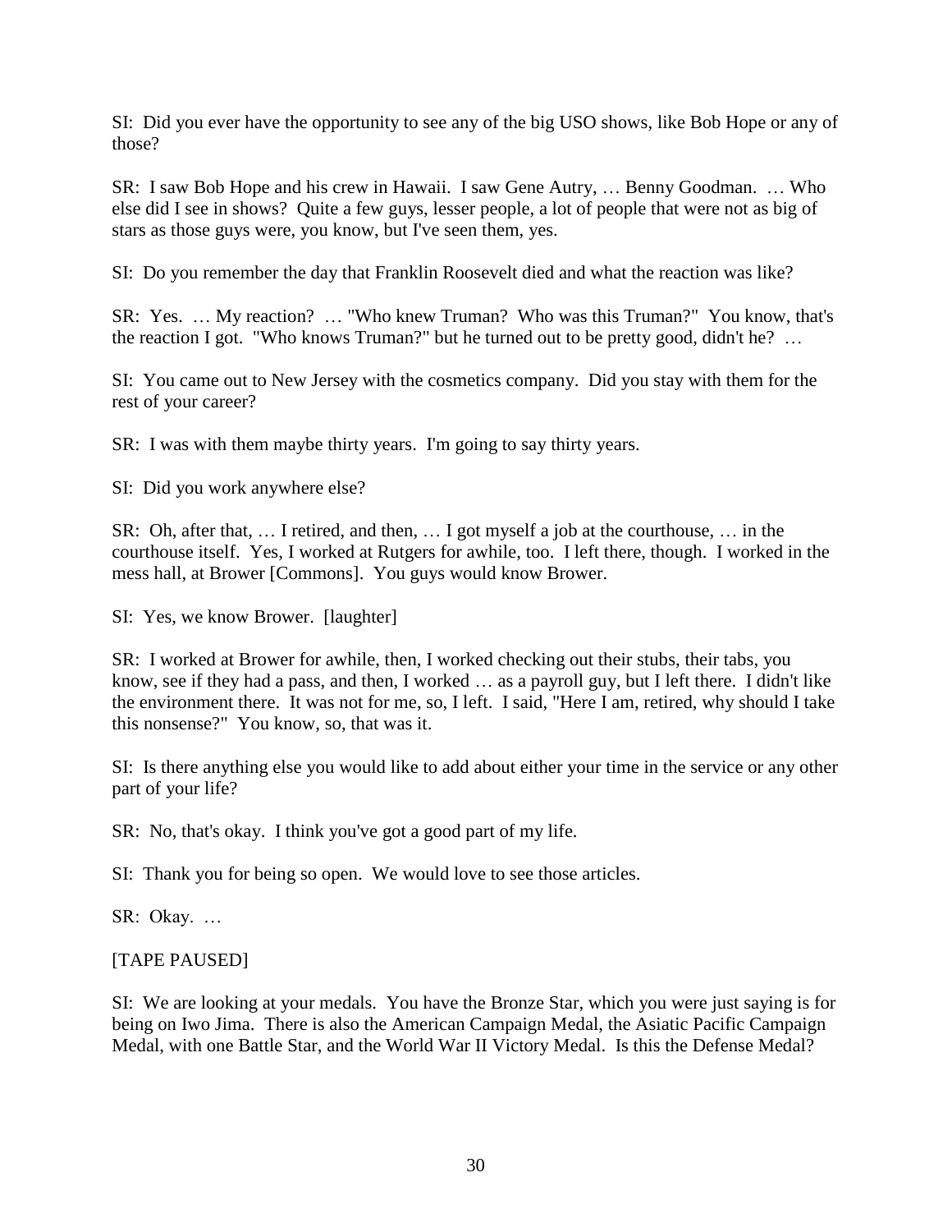SI: Did you ever have the opportunity to see any of the big USO shows, like Bob Hope or any of those?

SR: I saw Bob Hope and his crew in Hawaii. I saw Gene Autry, … Benny Goodman. … Who else did I see in shows? Quite a few guys, lesser people, a lot of people that were not as big of stars as those guys were, you know, but I've seen them, yes.

SI: Do you remember the day that Franklin Roosevelt died and what the reaction was like?

SR: Yes. … My reaction? … "Who knew Truman? Who was this Truman?" You know, that's the reaction I got. "Who knows Truman?" but he turned out to be pretty good, didn't he? …

SI: You came out to New Jersey with the cosmetics company. Did you stay with them for the rest of your career?

SR: I was with them maybe thirty years. I'm going to say thirty years.

SI: Did you work anywhere else?

SR: Oh, after that, … I retired, and then, … I got myself a job at the courthouse, … in the courthouse itself. Yes, I worked at Rutgers for awhile, too. I left there, though. I worked in the mess hall, at Brower [Commons]. You guys would know Brower.

SI: Yes, we know Brower. [laughter]

SR: I worked at Brower for awhile, then, I worked checking out their stubs, their tabs, you know, see if they had a pass, and then, I worked … as a payroll guy, but I left there. I didn't like the environment there. It was not for me, so, I left. I said, "Here I am, retired, why should I take this nonsense?" You know, so, that was it.

SI: Is there anything else you would like to add about either your time in the service or any other part of your life?

SR: No, that's okay. I think you've got a good part of my life.

SI: Thank you for being so open. We would love to see those articles.

SR: Okay. …

[TAPE PAUSED]

SI: We are looking at your medals. You have the Bronze Star, which you were just saying is for being on Iwo Jima. There is also the American Campaign Medal, the Asiatic Pacific Campaign Medal, with one Battle Star, and the World War II Victory Medal. Is this the Defense Medal?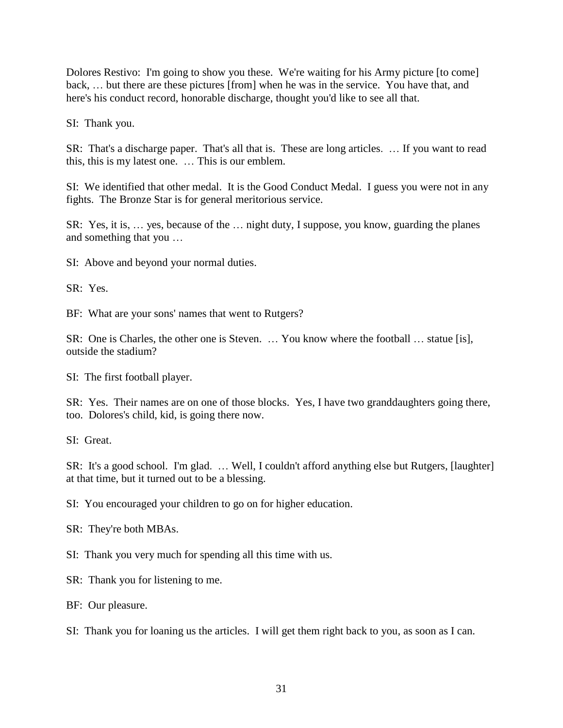Dolores Restivo: I'm going to show you these. We're waiting for his Army picture [to come] back, … but there are these pictures [from] when he was in the service. You have that, and here's his conduct record, honorable discharge, thought you'd like to see all that.

SI: Thank you.

SR: That's a discharge paper. That's all that is. These are long articles. … If you want to read this, this is my latest one. … This is our emblem.

SI: We identified that other medal. It is the Good Conduct Medal. I guess you were not in any fights. The Bronze Star is for general meritorious service.

SR: Yes, it is, … yes, because of the … night duty, I suppose, you know, guarding the planes and something that you …

SI: Above and beyond your normal duties.

SR: Yes.

BF: What are your sons' names that went to Rutgers?

SR: One is Charles, the other one is Steven. … You know where the football … statue [is], outside the stadium?

SI: The first football player.

SR: Yes. Their names are on one of those blocks. Yes, I have two granddaughters going there, too. Dolores's child, kid, is going there now.

SI: Great.

SR: It's a good school. I'm glad. … Well, I couldn't afford anything else but Rutgers, [laughter] at that time, but it turned out to be a blessing.

SI: You encouraged your children to go on for higher education.

SR: They're both MBAs.

SI: Thank you very much for spending all this time with us.

SR: Thank you for listening to me.

BF: Our pleasure.

SI: Thank you for loaning us the articles. I will get them right back to you, as soon as I can.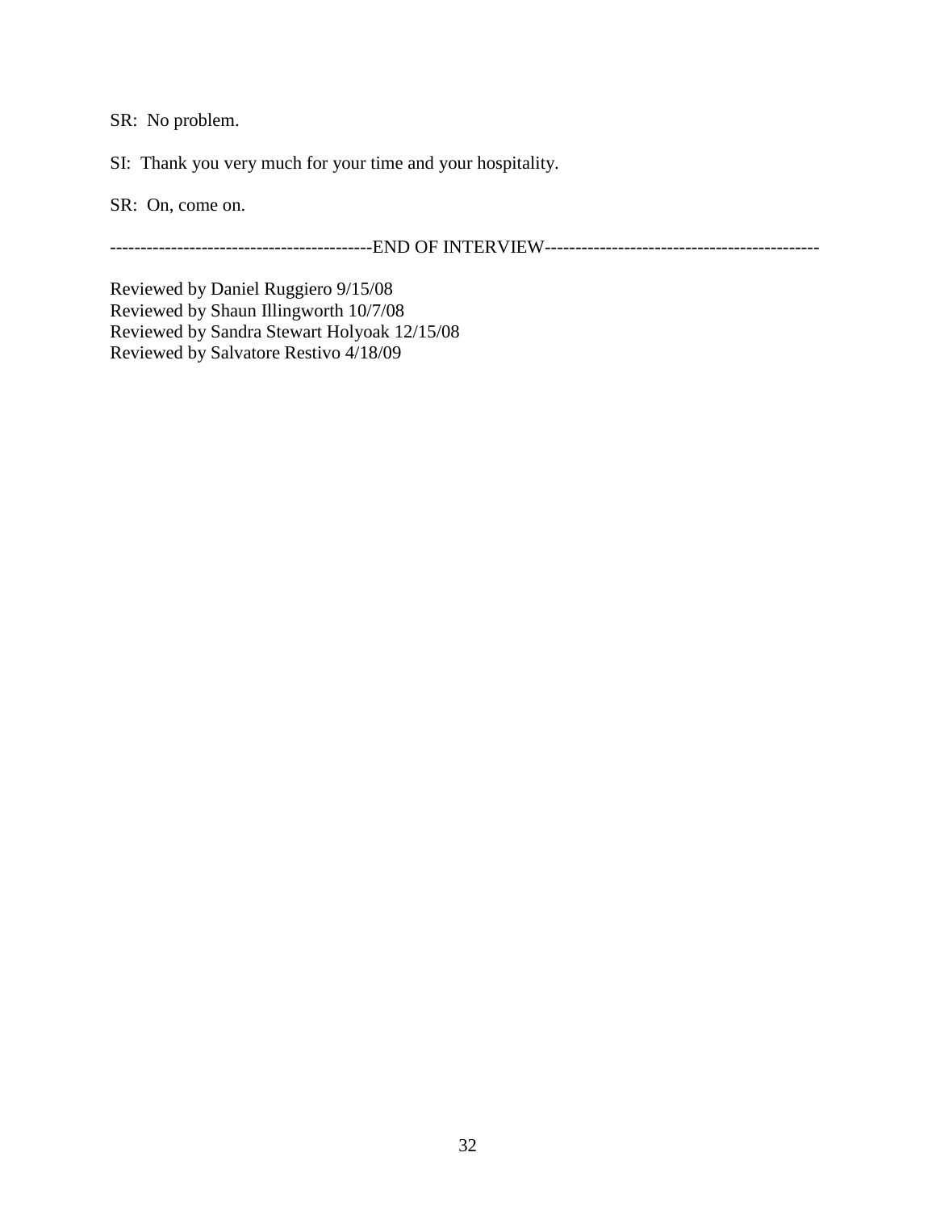SR: No problem.

SI: Thank you very much for your time and your hospitality.

SR: On, come on.

-------------------------------------------END OF INTERVIEW---------------------------------------------

Reviewed by Daniel Ruggiero 9/15/08
Reviewed by Shaun Illingworth 10/7/08
Reviewed by Sandra Stewart Holyoak 12/15/08
Reviewed by Salvatore Restivo 4/18/09